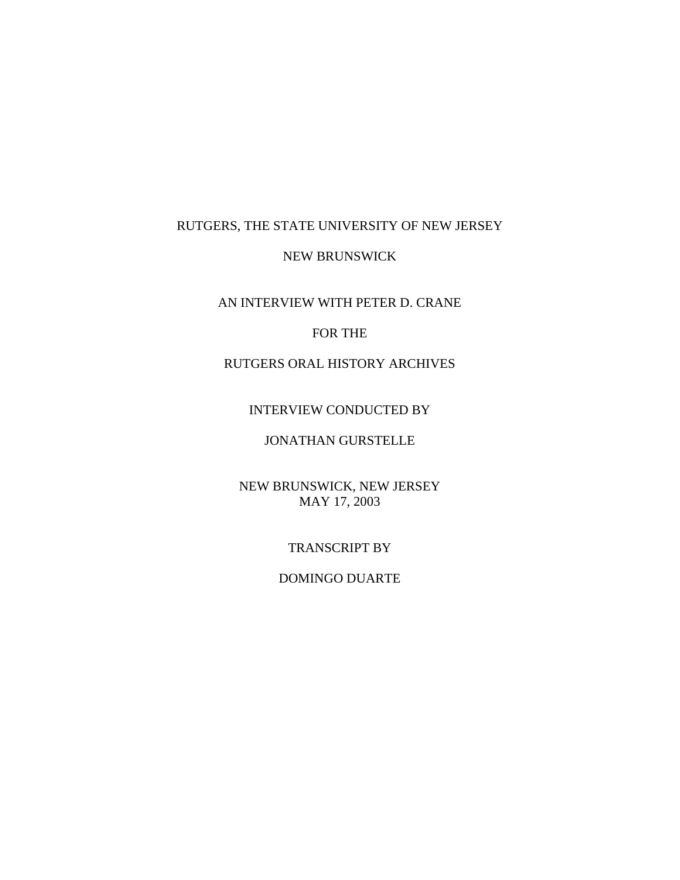RUTGERS, THE STATE UNIVERSITY OF NEW JERSEY

NEW BRUNSWICK

AN INTERVIEW WITH PETER D. CRANE

FOR THE

RUTGERS ORAL HISTORY ARCHIVES

INTERVIEW CONDUCTED BY

JONATHAN GURSTELLE

NEW BRUNSWICK, NEW JERSEY
MAY 17, 2003

TRANSCRIPT BY

DOMINGO DUARTE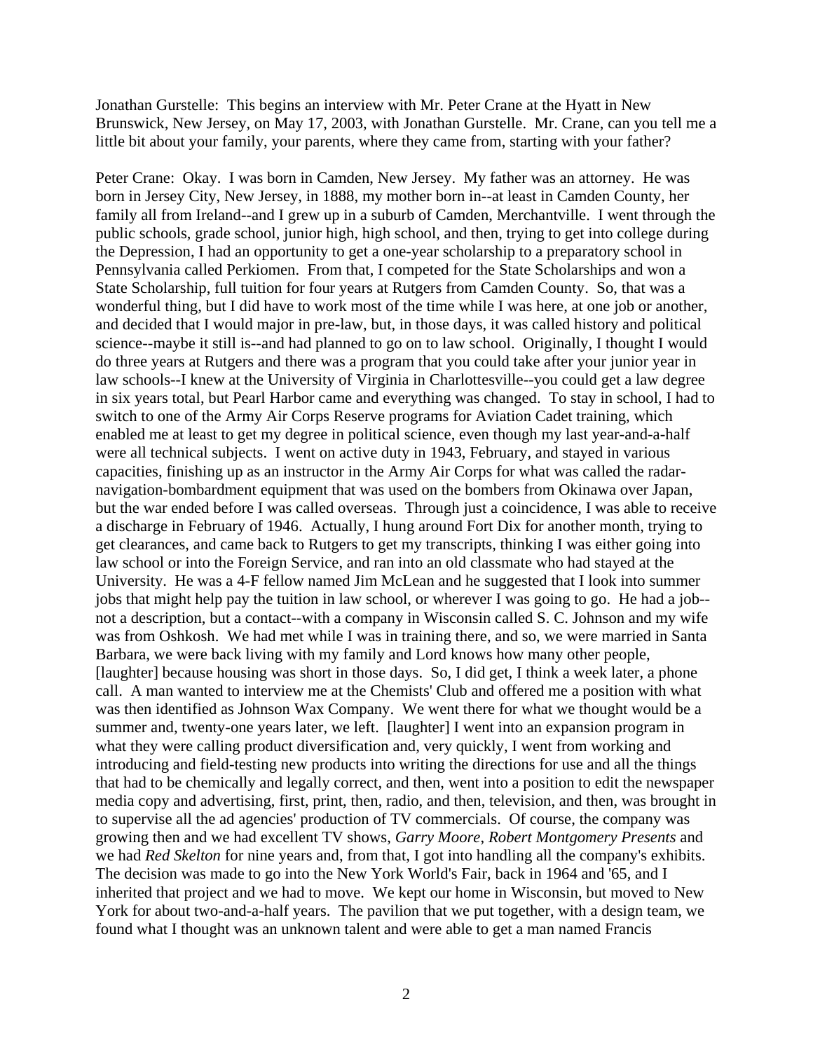Jonathan Gurstelle: This begins an interview with Mr. Peter Crane at the Hyatt in New Brunswick, New Jersey, on May 17, 2003, with Jonathan Gurstelle. Mr. Crane, can you tell me a little bit about your family, your parents, where they came from, starting with your father?

Peter Crane: Okay. I was born in Camden, New Jersey. My father was an attorney. He was born in Jersey City, New Jersey, in 1888, my mother born in--at least in Camden County, her family all from Ireland--and I grew up in a suburb of Camden, Merchantville. I went through the public schools, grade school, junior high, high school, and then, trying to get into college during the Depression, I had an opportunity to get a one-year scholarship to a preparatory school in Pennsylvania called Perkiomen. From that, I competed for the State Scholarships and won a State Scholarship, full tuition for four years at Rutgers from Camden County. So, that was a wonderful thing, but I did have to work most of the time while I was here, at one job or another, and decided that I would major in pre-law, but, in those days, it was called history and political science--maybe it still is--and had planned to go on to law school. Originally, I thought I would do three years at Rutgers and there was a program that you could take after your junior year in law schools--I knew at the University of Virginia in Charlottesville--you could get a law degree in six years total, but Pearl Harbor came and everything was changed. To stay in school, I had to switch to one of the Army Air Corps Reserve programs for Aviation Cadet training, which enabled me at least to get my degree in political science, even though my last year-and-a-half were all technical subjects. I went on active duty in 1943, February, and stayed in various capacities, finishing up as an instructor in the Army Air Corps for what was called the radar-navigation-bombardment equipment that was used on the bombers from Okinawa over Japan, but the war ended before I was called overseas. Through just a coincidence, I was able to receive a discharge in February of 1946. Actually, I hung around Fort Dix for another month, trying to get clearances, and came back to Rutgers to get my transcripts, thinking I was either going into law school or into the Foreign Service, and ran into an old classmate who had stayed at the University. He was a 4-F fellow named Jim McLean and he suggested that I look into summer jobs that might help pay the tuition in law school, or wherever I was going to go. He had a job--not a description, but a contact--with a company in Wisconsin called S. C. Johnson and my wife was from Oshkosh. We had met while I was in training there, and so, we were married in Santa Barbara, we were back living with my family and Lord knows how many other people, [laughter] because housing was short in those days. So, I did get, I think a week later, a phone call. A man wanted to interview me at the Chemists' Club and offered me a position with what was then identified as Johnson Wax Company. We went there for what we thought would be a summer and, twenty-one years later, we left. [laughter] I went into an expansion program in what they were calling product diversification and, very quickly, I went from working and introducing and field-testing new products into writing the directions for use and all the things that had to be chemically and legally correct, and then, went into a position to edit the newspaper media copy and advertising, first, print, then, radio, and then, television, and then, was brought in to supervise all the ad agencies' production of TV commercials. Of course, the company was growing then and we had excellent TV shows, *Garry Moore*, *Robert Montgomery Presents* and we had *Red Skelton* for nine years and, from that, I got into handling all the company's exhibits. The decision was made to go into the New York World's Fair, back in 1964 and '65, and I inherited that project and we had to move. We kept our home in Wisconsin, but moved to New York for about two-and-a-half years. The pavilion that we put together, with a design team, we found what I thought was an unknown talent and were able to get a man named Francis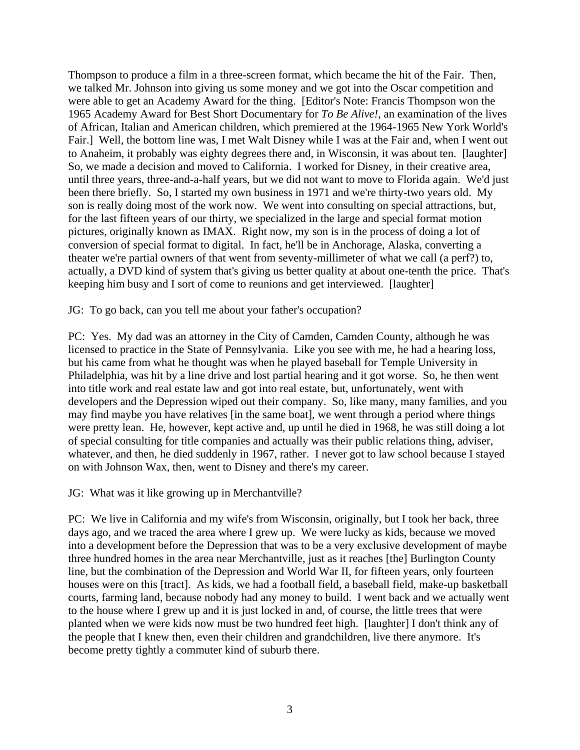Thompson to produce a film in a three-screen format, which became the hit of the Fair. Then, we talked Mr. Johnson into giving us some money and we got into the Oscar competition and were able to get an Academy Award for the thing. [Editor's Note: Francis Thompson won the 1965 Academy Award for Best Short Documentary for *To Be Alive!*, an examination of the lives of African, Italian and American children, which premiered at the 1964-1965 New York World's Fair.] Well, the bottom line was, I met Walt Disney while I was at the Fair and, when I went out to Anaheim, it probably was eighty degrees there and, in Wisconsin, it was about ten. [laughter] So, we made a decision and moved to California. I worked for Disney, in their creative area, until three years, three-and-a-half years, but we did not want to move to Florida again. We'd just been there briefly. So, I started my own business in 1971 and we're thirty-two years old. My son is really doing most of the work now. We went into consulting on special attractions, but, for the last fifteen years of our thirty, we specialized in the large and special format motion pictures, originally known as IMAX. Right now, my son is in the process of doing a lot of conversion of special format to digital. In fact, he'll be in Anchorage, Alaska, converting a theater we're partial owners of that went from seventy-millimeter of what we call (a perf?) to, actually, a DVD kind of system that's giving us better quality at about one-tenth the price. That's keeping him busy and I sort of come to reunions and get interviewed. [laughter]

JG: To go back, can you tell me about your father's occupation?

PC: Yes. My dad was an attorney in the City of Camden, Camden County, although he was licensed to practice in the State of Pennsylvania. Like you see with me, he had a hearing loss, but his came from what he thought was when he played baseball for Temple University in Philadelphia, was hit by a line drive and lost partial hearing and it got worse. So, he then went into title work and real estate law and got into real estate, but, unfortunately, went with developers and the Depression wiped out their company. So, like many, many families, and you may find maybe you have relatives [in the same boat], we went through a period where things were pretty lean. He, however, kept active and, up until he died in 1968, he was still doing a lot of special consulting for title companies and actually was their public relations thing, adviser, whatever, and then, he died suddenly in 1967, rather. I never got to law school because I stayed on with Johnson Wax, then, went to Disney and there's my career.

JG: What was it like growing up in Merchantville?

PC: We live in California and my wife's from Wisconsin, originally, but I took her back, three days ago, and we traced the area where I grew up. We were lucky as kids, because we moved into a development before the Depression that was to be a very exclusive development of maybe three hundred homes in the area near Merchantville, just as it reaches [the] Burlington County line, but the combination of the Depression and World War II, for fifteen years, only fourteen houses were on this [tract]. As kids, we had a football field, a baseball field, make-up basketball courts, farming land, because nobody had any money to build. I went back and we actually went to the house where I grew up and it is just locked in and, of course, the little trees that were planted when we were kids now must be two hundred feet high. [laughter] I don't think any of the people that I knew then, even their children and grandchildren, live there anymore. It's become pretty tightly a commuter kind of suburb there.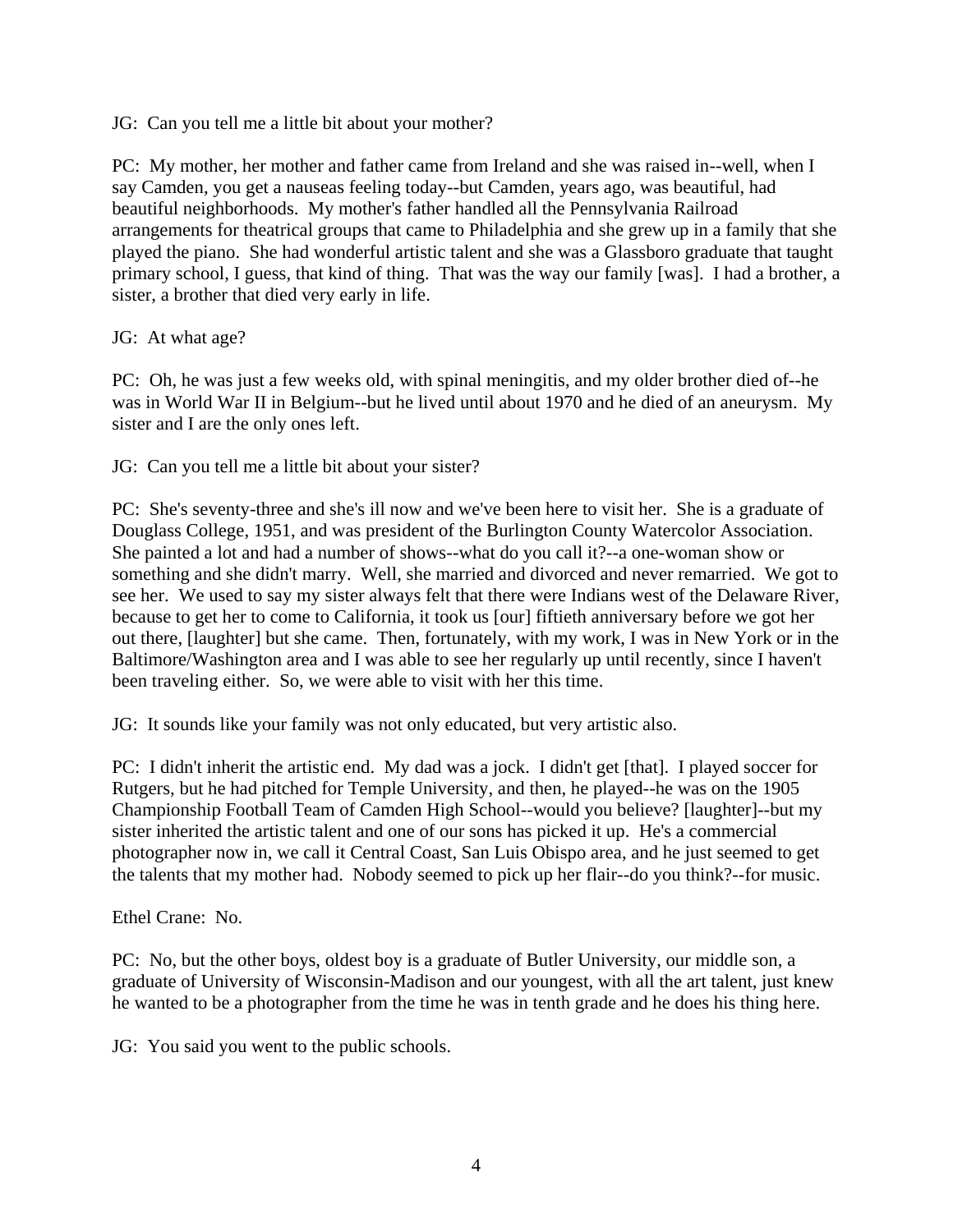JG: Can you tell me a little bit about your mother?

PC: My mother, her mother and father came from Ireland and she was raised in--well, when I say Camden, you get a nauseas feeling today--but Camden, years ago, was beautiful, had beautiful neighborhoods. My mother's father handled all the Pennsylvania Railroad arrangements for theatrical groups that came to Philadelphia and she grew up in a family that she played the piano. She had wonderful artistic talent and she was a Glassboro graduate that taught primary school, I guess, that kind of thing. That was the way our family [was]. I had a brother, a sister, a brother that died very early in life.

JG: At what age?

PC: Oh, he was just a few weeks old, with spinal meningitis, and my older brother died of--he was in World War II in Belgium--but he lived until about 1970 and he died of an aneurysm. My sister and I are the only ones left.

JG: Can you tell me a little bit about your sister?

PC: She's seventy-three and she's ill now and we've been here to visit her. She is a graduate of Douglass College, 1951, and was president of the Burlington County Watercolor Association. She painted a lot and had a number of shows--what do you call it?--a one-woman show or something and she didn't marry. Well, she married and divorced and never remarried. We got to see her. We used to say my sister always felt that there were Indians west of the Delaware River, because to get her to come to California, it took us [our] fiftieth anniversary before we got her out there, [laughter] but she came. Then, fortunately, with my work, I was in New York or in the Baltimore/Washington area and I was able to see her regularly up until recently, since I haven't been traveling either. So, we were able to visit with her this time.

JG: It sounds like your family was not only educated, but very artistic also.

PC: I didn't inherit the artistic end. My dad was a jock. I didn't get [that]. I played soccer for Rutgers, but he had pitched for Temple University, and then, he played--he was on the 1905 Championship Football Team of Camden High School--would you believe? [laughter]--but my sister inherited the artistic talent and one of our sons has picked it up. He's a commercial photographer now in, we call it Central Coast, San Luis Obispo area, and he just seemed to get the talents that my mother had. Nobody seemed to pick up her flair--do you think?--for music.

Ethel Crane: No.

PC: No, but the other boys, oldest boy is a graduate of Butler University, our middle son, a graduate of University of Wisconsin-Madison and our youngest, with all the art talent, just knew he wanted to be a photographer from the time he was in tenth grade and he does his thing here.

JG: You said you went to the public schools.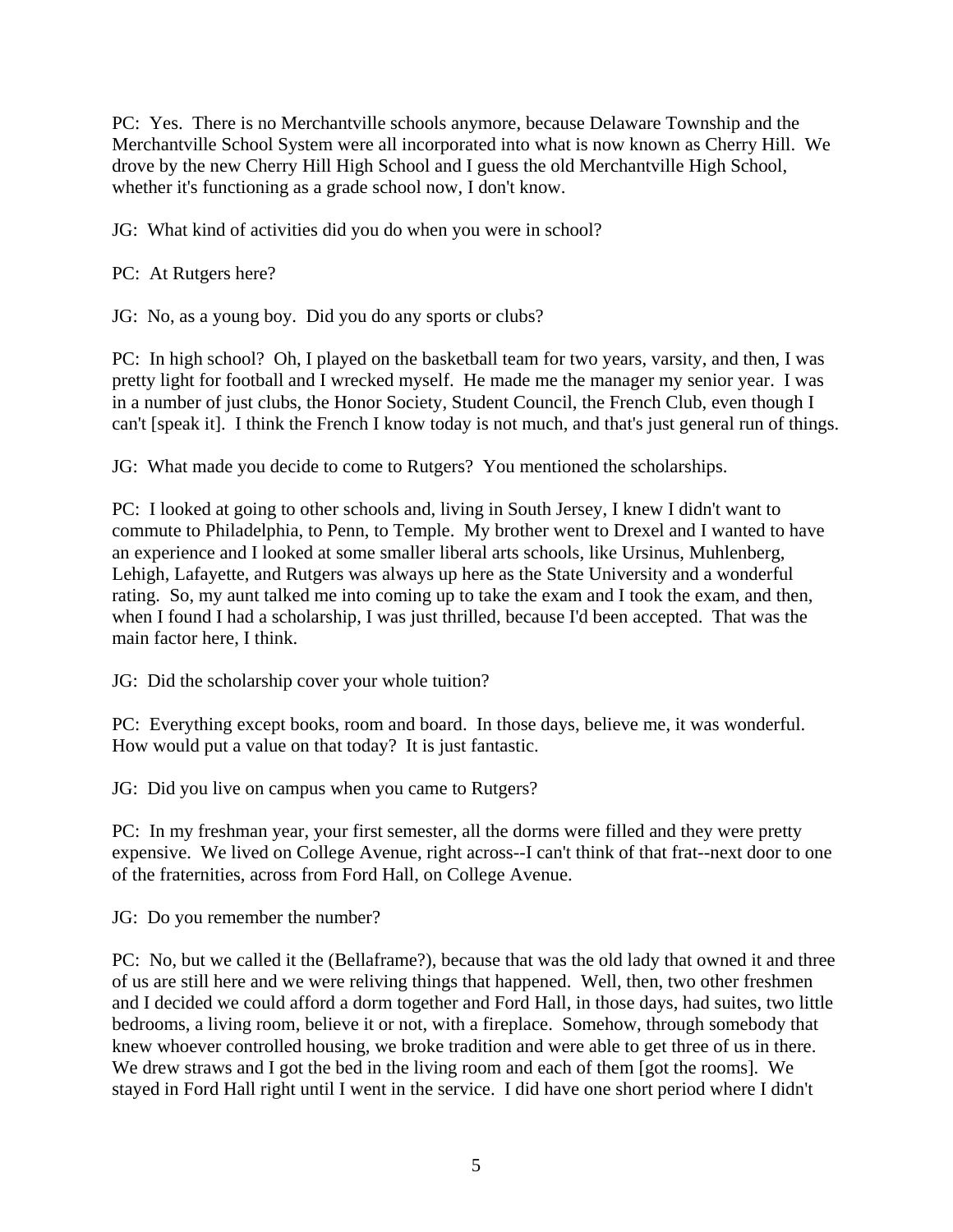PC: Yes. There is no Merchantville schools anymore, because Delaware Township and the Merchantville School System were all incorporated into what is now known as Cherry Hill. We drove by the new Cherry Hill High School and I guess the old Merchantville High School, whether it's functioning as a grade school now, I don't know.

JG: What kind of activities did you do when you were in school?

PC: At Rutgers here?

JG: No, as a young boy. Did you do any sports or clubs?

PC: In high school? Oh, I played on the basketball team for two years, varsity, and then, I was pretty light for football and I wrecked myself. He made me the manager my senior year. I was in a number of just clubs, the Honor Society, Student Council, the French Club, even though I can't [speak it]. I think the French I know today is not much, and that's just general run of things.

JG: What made you decide to come to Rutgers? You mentioned the scholarships.

PC: I looked at going to other schools and, living in South Jersey, I knew I didn't want to commute to Philadelphia, to Penn, to Temple. My brother went to Drexel and I wanted to have an experience and I looked at some smaller liberal arts schools, like Ursinus, Muhlenberg, Lehigh, Lafayette, and Rutgers was always up here as the State University and a wonderful rating. So, my aunt talked me into coming up to take the exam and I took the exam, and then, when I found I had a scholarship, I was just thrilled, because I'd been accepted. That was the main factor here, I think.

JG: Did the scholarship cover your whole tuition?

PC: Everything except books, room and board. In those days, believe me, it was wonderful. How would put a value on that today? It is just fantastic.

JG: Did you live on campus when you came to Rutgers?

PC: In my freshman year, your first semester, all the dorms were filled and they were pretty expensive. We lived on College Avenue, right across--I can't think of that frat--next door to one of the fraternities, across from Ford Hall, on College Avenue.

JG: Do you remember the number?

PC: No, but we called it the (Bellaframe?), because that was the old lady that owned it and three of us are still here and we were reliving things that happened. Well, then, two other freshmen and I decided we could afford a dorm together and Ford Hall, in those days, had suites, two little bedrooms, a living room, believe it or not, with a fireplace. Somehow, through somebody that knew whoever controlled housing, we broke tradition and were able to get three of us in there. We drew straws and I got the bed in the living room and each of them [got the rooms]. We stayed in Ford Hall right until I went in the service. I did have one short period where I didn't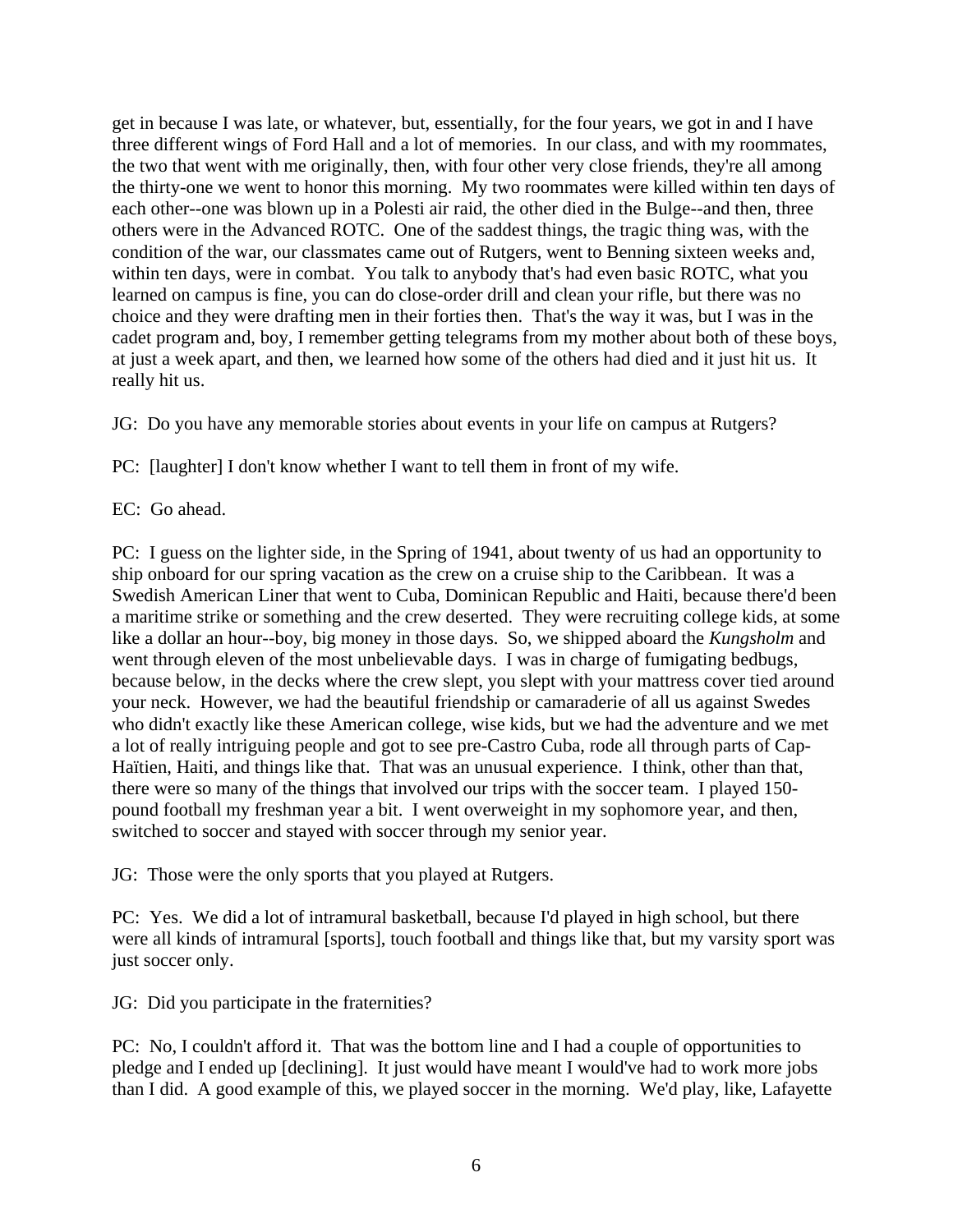get in because I was late, or whatever, but, essentially, for the four years, we got in and I have three different wings of Ford Hall and a lot of memories. In our class, and with my roommates, the two that went with me originally, then, with four other very close friends, they're all among the thirty-one we went to honor this morning. My two roommates were killed within ten days of each other--one was blown up in a Polesti air raid, the other died in the Bulge--and then, three others were in the Advanced ROTC. One of the saddest things, the tragic thing was, with the condition of the war, our classmates came out of Rutgers, went to Benning sixteen weeks and, within ten days, were in combat. You talk to anybody that's had even basic ROTC, what you learned on campus is fine, you can do close-order drill and clean your rifle, but there was no choice and they were drafting men in their forties then. That's the way it was, but I was in the cadet program and, boy, I remember getting telegrams from my mother about both of these boys, at just a week apart, and then, we learned how some of the others had died and it just hit us. It really hit us.

JG: Do you have any memorable stories about events in your life on campus at Rutgers?

PC: [laughter] I don't know whether I want to tell them in front of my wife.

EC: Go ahead.

PC: I guess on the lighter side, in the Spring of 1941, about twenty of us had an opportunity to ship onboard for our spring vacation as the crew on a cruise ship to the Caribbean. It was a Swedish American Liner that went to Cuba, Dominican Republic and Haiti, because there'd been a maritime strike or something and the crew deserted. They were recruiting college kids, at some like a dollar an hour--boy, big money in those days. So, we shipped aboard the *Kungsholm* and went through eleven of the most unbelievable days. I was in charge of fumigating bedbugs, because below, in the decks where the crew slept, you slept with your mattress cover tied around your neck. However, we had the beautiful friendship or camaraderie of all us against Swedes who didn't exactly like these American college, wise kids, but we had the adventure and we met a lot of really intriguing people and got to see pre-Castro Cuba, rode all through parts of Cap-Haïtien, Haiti, and things like that. That was an unusual experience. I think, other than that, there were so many of the things that involved our trips with the soccer team. I played 150-pound football my freshman year a bit. I went overweight in my sophomore year, and then, switched to soccer and stayed with soccer through my senior year.

JG: Those were the only sports that you played at Rutgers.

PC: Yes. We did a lot of intramural basketball, because I'd played in high school, but there were all kinds of intramural [sports], touch football and things like that, but my varsity sport was just soccer only.

JG: Did you participate in the fraternities?

PC: No, I couldn't afford it. That was the bottom line and I had a couple of opportunities to pledge and I ended up [declining]. It just would have meant I would've had to work more jobs than I did. A good example of this, we played soccer in the morning. We'd play, like, Lafayette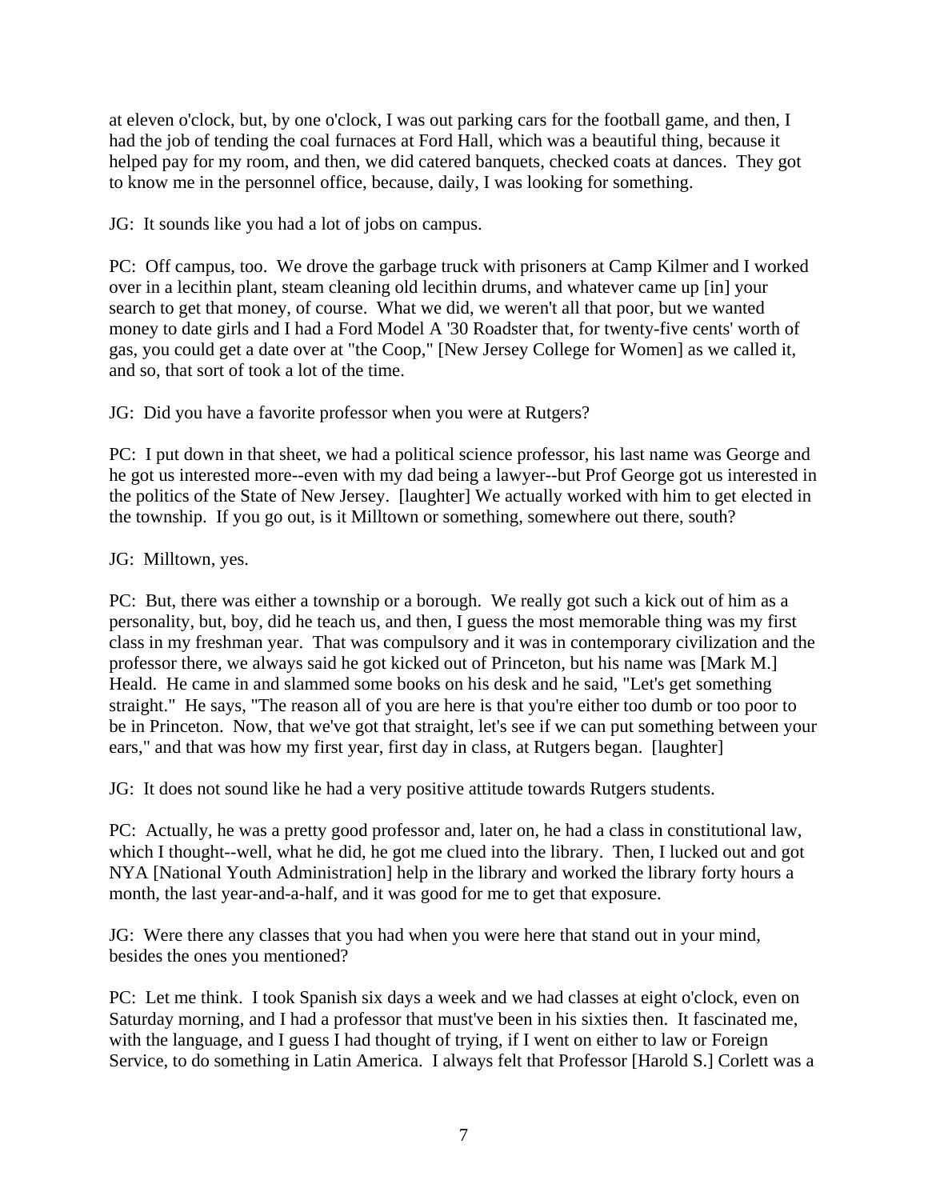at eleven o'clock, but, by one o'clock, I was out parking cars for the football game, and then, I had the job of tending the coal furnaces at Ford Hall, which was a beautiful thing, because it helped pay for my room, and then, we did catered banquets, checked coats at dances. They got to know me in the personnel office, because, daily, I was looking for something.

JG: It sounds like you had a lot of jobs on campus.

PC: Off campus, too. We drove the garbage truck with prisoners at Camp Kilmer and I worked over in a lecithin plant, steam cleaning old lecithin drums, and whatever came up [in] your search to get that money, of course. What we did, we weren't all that poor, but we wanted money to date girls and I had a Ford Model A '30 Roadster that, for twenty-five cents' worth of gas, you could get a date over at "the Coop," [New Jersey College for Women] as we called it, and so, that sort of took a lot of the time.

JG: Did you have a favorite professor when you were at Rutgers?

PC: I put down in that sheet, we had a political science professor, his last name was George and he got us interested more--even with my dad being a lawyer--but Prof George got us interested in the politics of the State of New Jersey. [laughter] We actually worked with him to get elected in the township. If you go out, is it Milltown or something, somewhere out there, south?

JG: Milltown, yes.

PC: But, there was either a township or a borough. We really got such a kick out of him as a personality, but, boy, did he teach us, and then, I guess the most memorable thing was my first class in my freshman year. That was compulsory and it was in contemporary civilization and the professor there, we always said he got kicked out of Princeton, but his name was [Mark M.] Heald. He came in and slammed some books on his desk and he said, "Let's get something straight." He says, "The reason all of you are here is that you're either too dumb or too poor to be in Princeton. Now, that we've got that straight, let's see if we can put something between your ears," and that was how my first year, first day in class, at Rutgers began. [laughter]

JG: It does not sound like he had a very positive attitude towards Rutgers students.

PC: Actually, he was a pretty good professor and, later on, he had a class in constitutional law, which I thought--well, what he did, he got me clued into the library. Then, I lucked out and got NYA [National Youth Administration] help in the library and worked the library forty hours a month, the last year-and-a-half, and it was good for me to get that exposure.

JG: Were there any classes that you had when you were here that stand out in your mind, besides the ones you mentioned?

PC: Let me think. I took Spanish six days a week and we had classes at eight o'clock, even on Saturday morning, and I had a professor that must've been in his sixties then. It fascinated me, with the language, and I guess I had thought of trying, if I went on either to law or Foreign Service, to do something in Latin America. I always felt that Professor [Harold S.] Corlett was a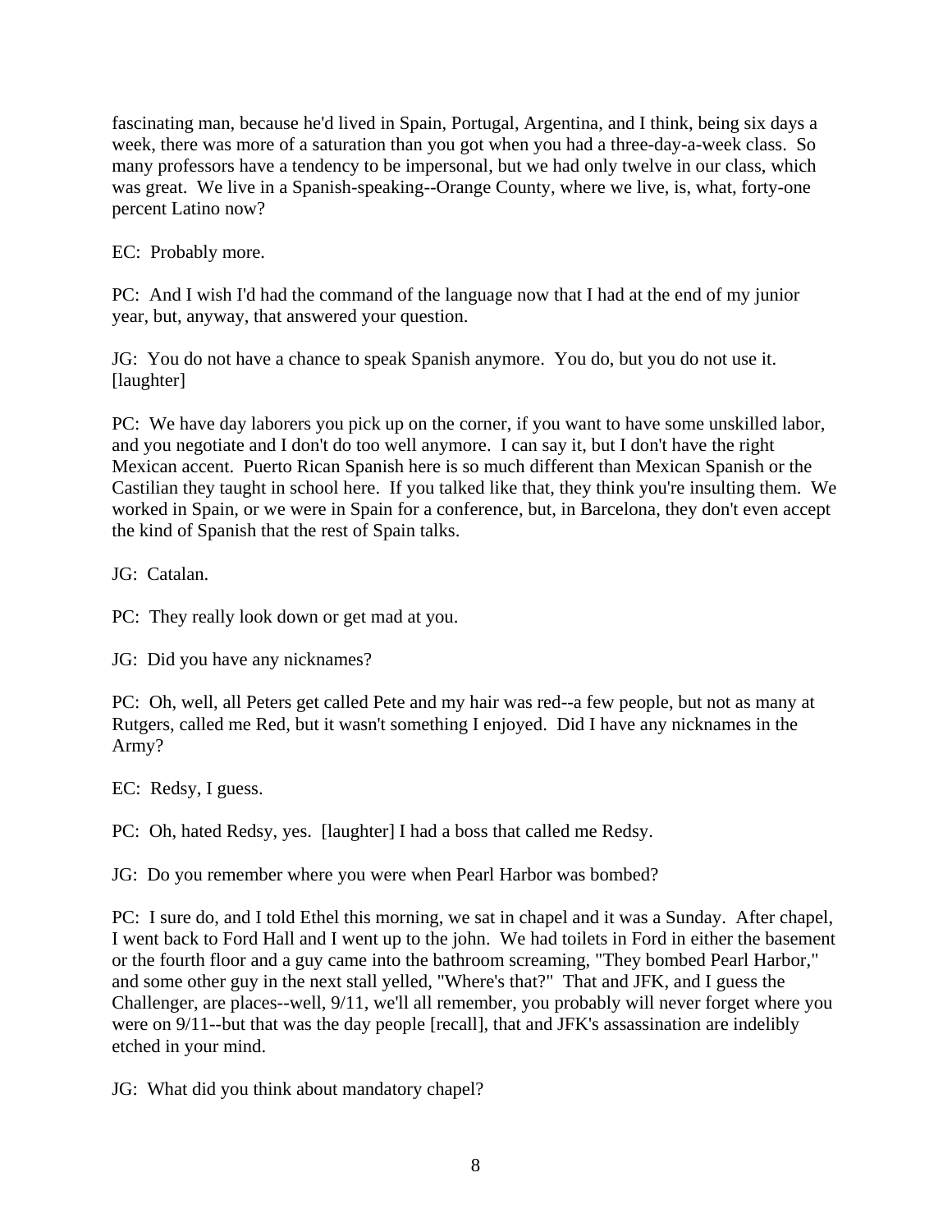fascinating man, because he'd lived in Spain, Portugal, Argentina, and I think, being six days a week, there was more of a saturation than you got when you had a three-day-a-week class. So many professors have a tendency to be impersonal, but we had only twelve in our class, which was great. We live in a Spanish-speaking--Orange County, where we live, is, what, forty-one percent Latino now?

EC: Probably more.

PC: And I wish I'd had the command of the language now that I had at the end of my junior year, but, anyway, that answered your question.

JG: You do not have a chance to speak Spanish anymore. You do, but you do not use it. [laughter]

PC: We have day laborers you pick up on the corner, if you want to have some unskilled labor, and you negotiate and I don't do too well anymore. I can say it, but I don't have the right Mexican accent. Puerto Rican Spanish here is so much different than Mexican Spanish or the Castilian they taught in school here. If you talked like that, they think you're insulting them. We worked in Spain, or we were in Spain for a conference, but, in Barcelona, they don't even accept the kind of Spanish that the rest of Spain talks.

JG: Catalan.

PC: They really look down or get mad at you.

JG: Did you have any nicknames?

PC: Oh, well, all Peters get called Pete and my hair was red--a few people, but not as many at Rutgers, called me Red, but it wasn't something I enjoyed. Did I have any nicknames in the Army?

EC: Redsy, I guess.

PC: Oh, hated Redsy, yes. [laughter] I had a boss that called me Redsy.

JG: Do you remember where you were when Pearl Harbor was bombed?

PC: I sure do, and I told Ethel this morning, we sat in chapel and it was a Sunday. After chapel, I went back to Ford Hall and I went up to the john. We had toilets in Ford in either the basement or the fourth floor and a guy came into the bathroom screaming, "They bombed Pearl Harbor," and some other guy in the next stall yelled, "Where's that?" That and JFK, and I guess the Challenger, are places--well, 9/11, we'll all remember, you probably will never forget where you were on 9/11--but that was the day people [recall], that and JFK's assassination are indelibly etched in your mind.

JG: What did you think about mandatory chapel?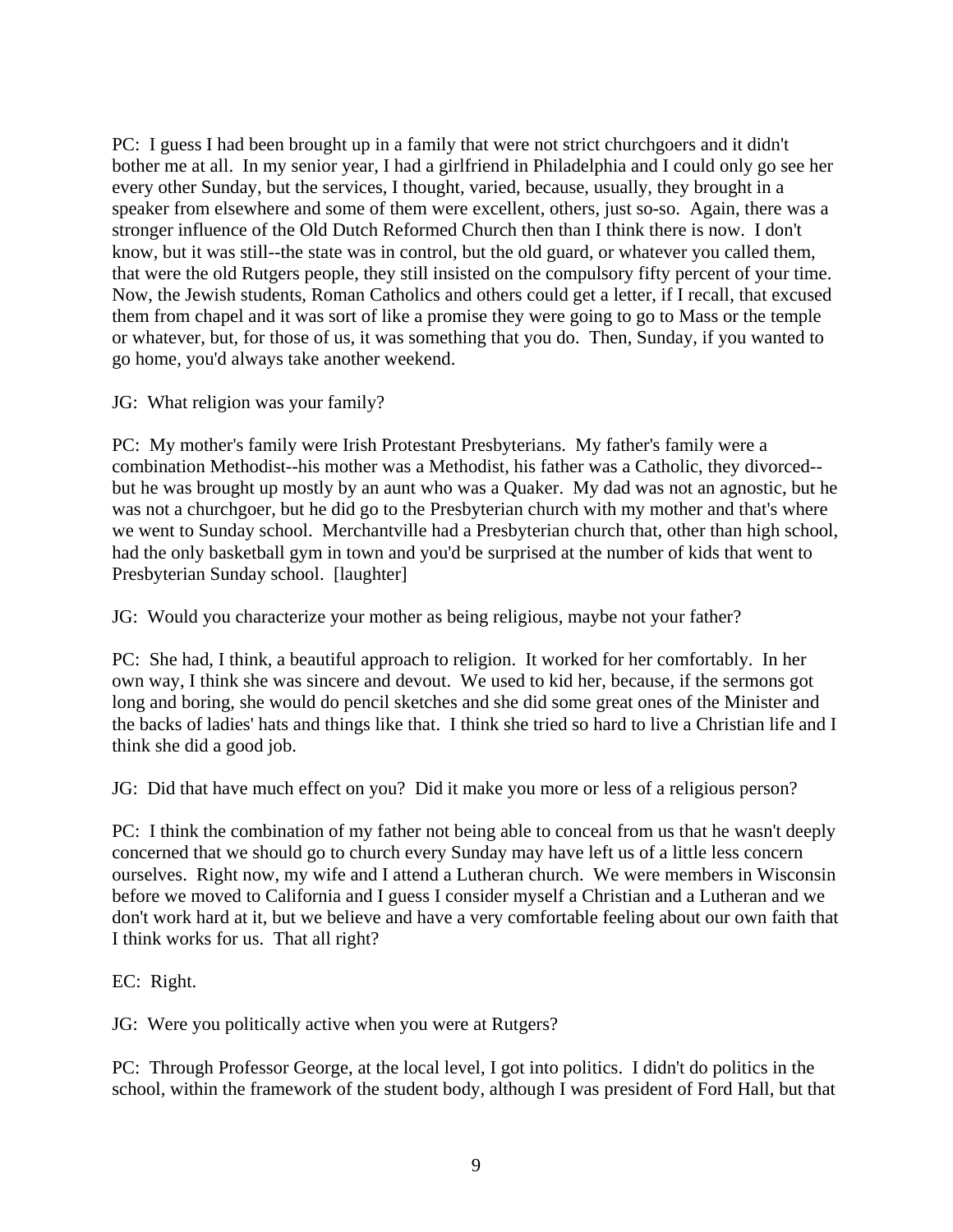PC: I guess I had been brought up in a family that were not strict churchgoers and it didn't bother me at all. In my senior year, I had a girlfriend in Philadelphia and I could only go see her every other Sunday, but the services, I thought, varied, because, usually, they brought in a speaker from elsewhere and some of them were excellent, others, just so-so. Again, there was a stronger influence of the Old Dutch Reformed Church then than I think there is now. I don't know, but it was still--the state was in control, but the old guard, or whatever you called them, that were the old Rutgers people, they still insisted on the compulsory fifty percent of your time. Now, the Jewish students, Roman Catholics and others could get a letter, if I recall, that excused them from chapel and it was sort of like a promise they were going to go to Mass or the temple or whatever, but, for those of us, it was something that you do. Then, Sunday, if you wanted to go home, you'd always take another weekend.

JG: What religion was your family?

PC: My mother's family were Irish Protestant Presbyterians. My father's family were a combination Methodist--his mother was a Methodist, his father was a Catholic, they divorced--but he was brought up mostly by an aunt who was a Quaker. My dad was not an agnostic, but he was not a churchgoer, but he did go to the Presbyterian church with my mother and that's where we went to Sunday school. Merchantville had a Presbyterian church that, other than high school, had the only basketball gym in town and you'd be surprised at the number of kids that went to Presbyterian Sunday school. [laughter]

JG: Would you characterize your mother as being religious, maybe not your father?

PC: She had, I think, a beautiful approach to religion. It worked for her comfortably. In her own way, I think she was sincere and devout. We used to kid her, because, if the sermons got long and boring, she would do pencil sketches and she did some great ones of the Minister and the backs of ladies' hats and things like that. I think she tried so hard to live a Christian life and I think she did a good job.

JG: Did that have much effect on you? Did it make you more or less of a religious person?

PC: I think the combination of my father not being able to conceal from us that he wasn't deeply concerned that we should go to church every Sunday may have left us of a little less concern ourselves. Right now, my wife and I attend a Lutheran church. We were members in Wisconsin before we moved to California and I guess I consider myself a Christian and a Lutheran and we don't work hard at it, but we believe and have a very comfortable feeling about our own faith that I think works for us. That all right?

EC: Right.

JG: Were you politically active when you were at Rutgers?

PC: Through Professor George, at the local level, I got into politics. I didn't do politics in the school, within the framework of the student body, although I was president of Ford Hall, but that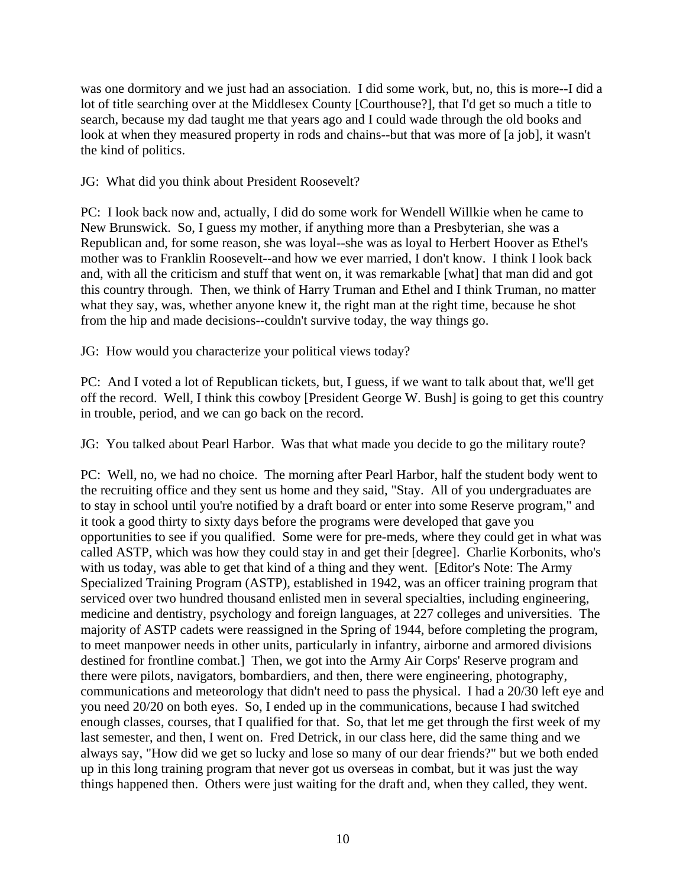was one dormitory and we just had an association. I did some work, but, no, this is more--I did a lot of title searching over at the Middlesex County [Courthouse?], that I'd get so much a title to search, because my dad taught me that years ago and I could wade through the old books and look at when they measured property in rods and chains--but that was more of [a job], it wasn't the kind of politics.

JG: What did you think about President Roosevelt?

PC: I look back now and, actually, I did do some work for Wendell Willkie when he came to New Brunswick. So, I guess my mother, if anything more than a Presbyterian, she was a Republican and, for some reason, she was loyal--she was as loyal to Herbert Hoover as Ethel's mother was to Franklin Roosevelt--and how we ever married, I don't know. I think I look back and, with all the criticism and stuff that went on, it was remarkable [what] that man did and got this country through. Then, we think of Harry Truman and Ethel and I think Truman, no matter what they say, was, whether anyone knew it, the right man at the right time, because he shot from the hip and made decisions--couldn't survive today, the way things go.

JG: How would you characterize your political views today?

PC: And I voted a lot of Republican tickets, but, I guess, if we want to talk about that, we'll get off the record. Well, I think this cowboy [President George W. Bush] is going to get this country in trouble, period, and we can go back on the record.

JG: You talked about Pearl Harbor. Was that what made you decide to go the military route?

PC: Well, no, we had no choice. The morning after Pearl Harbor, half the student body went to the recruiting office and they sent us home and they said, "Stay. All of you undergraduates are to stay in school until you're notified by a draft board or enter into some Reserve program," and it took a good thirty to sixty days before the programs were developed that gave you opportunities to see if you qualified. Some were for pre-meds, where they could get in what was called ASTP, which was how they could stay in and get their [degree]. Charlie Korbonits, who's with us today, was able to get that kind of a thing and they went. [Editor's Note: The Army Specialized Training Program (ASTP), established in 1942, was an officer training program that serviced over two hundred thousand enlisted men in several specialties, including engineering, medicine and dentistry, psychology and foreign languages, at 227 colleges and universities. The majority of ASTP cadets were reassigned in the Spring of 1944, before completing the program, to meet manpower needs in other units, particularly in infantry, airborne and armored divisions destined for frontline combat.] Then, we got into the Army Air Corps' Reserve program and there were pilots, navigators, bombardiers, and then, there were engineering, photography, communications and meteorology that didn't need to pass the physical. I had a 20/30 left eye and you need 20/20 on both eyes. So, I ended up in the communications, because I had switched enough classes, courses, that I qualified for that. So, that let me get through the first week of my last semester, and then, I went on. Fred Detrick, in our class here, did the same thing and we always say, "How did we get so lucky and lose so many of our dear friends?" but we both ended up in this long training program that never got us overseas in combat, but it was just the way things happened then. Others were just waiting for the draft and, when they called, they went.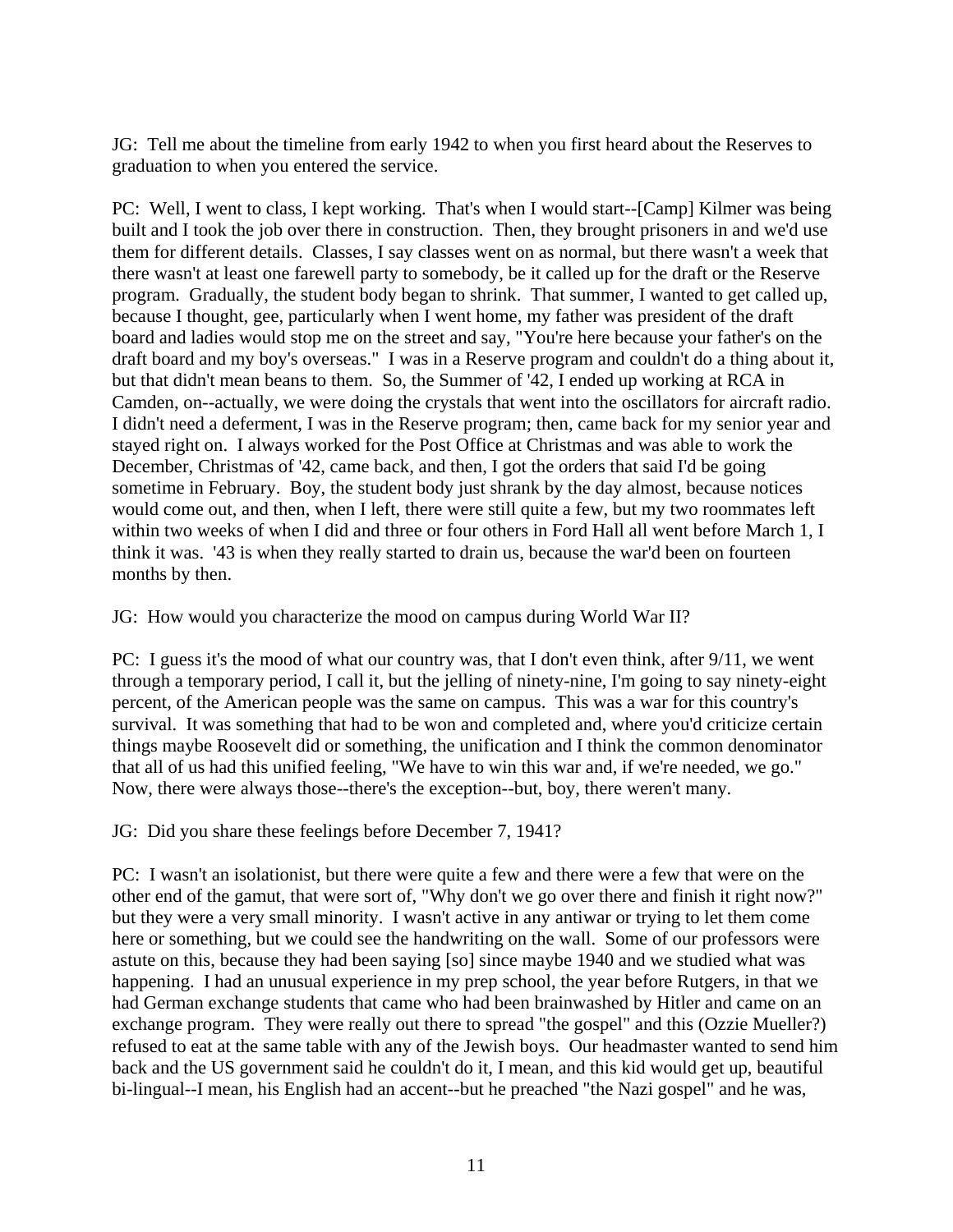JG: Tell me about the timeline from early 1942 to when you first heard about the Reserves to graduation to when you entered the service.

PC: Well, I went to class, I kept working. That's when I would start--[Camp] Kilmer was being built and I took the job over there in construction. Then, they brought prisoners in and we'd use them for different details. Classes, I say classes went on as normal, but there wasn't a week that there wasn't at least one farewell party to somebody, be it called up for the draft or the Reserve program. Gradually, the student body began to shrink. That summer, I wanted to get called up, because I thought, gee, particularly when I went home, my father was president of the draft board and ladies would stop me on the street and say, "You're here because your father's on the draft board and my boy's overseas." I was in a Reserve program and couldn't do a thing about it, but that didn't mean beans to them. So, the Summer of '42, I ended up working at RCA in Camden, on--actually, we were doing the crystals that went into the oscillators for aircraft radio. I didn't need a deferment, I was in the Reserve program; then, came back for my senior year and stayed right on. I always worked for the Post Office at Christmas and was able to work the December, Christmas of '42, came back, and then, I got the orders that said I'd be going sometime in February. Boy, the student body just shrank by the day almost, because notices would come out, and then, when I left, there were still quite a few, but my two roommates left within two weeks of when I did and three or four others in Ford Hall all went before March 1, I think it was. '43 is when they really started to drain us, because the war'd been on fourteen months by then.

JG: How would you characterize the mood on campus during World War II?

PC: I guess it's the mood of what our country was, that I don't even think, after 9/11, we went through a temporary period, I call it, but the jelling of ninety-nine, I'm going to say ninety-eight percent, of the American people was the same on campus. This was a war for this country's survival. It was something that had to be won and completed and, where you'd criticize certain things maybe Roosevelt did or something, the unification and I think the common denominator that all of us had this unified feeling, "We have to win this war and, if we're needed, we go." Now, there were always those--there's the exception--but, boy, there weren't many.

JG: Did you share these feelings before December 7, 1941?

PC: I wasn't an isolationist, but there were quite a few and there were a few that were on the other end of the gamut, that were sort of, "Why don't we go over there and finish it right now?" but they were a very small minority. I wasn't active in any antiwar or trying to let them come here or something, but we could see the handwriting on the wall. Some of our professors were astute on this, because they had been saying [so] since maybe 1940 and we studied what was happening. I had an unusual experience in my prep school, the year before Rutgers, in that we had German exchange students that came who had been brainwashed by Hitler and came on an exchange program. They were really out there to spread "the gospel" and this (Ozzie Mueller?) refused to eat at the same table with any of the Jewish boys. Our headmaster wanted to send him back and the US government said he couldn't do it, I mean, and this kid would get up, beautiful bi-lingual--I mean, his English had an accent--but he preached "the Nazi gospel" and he was,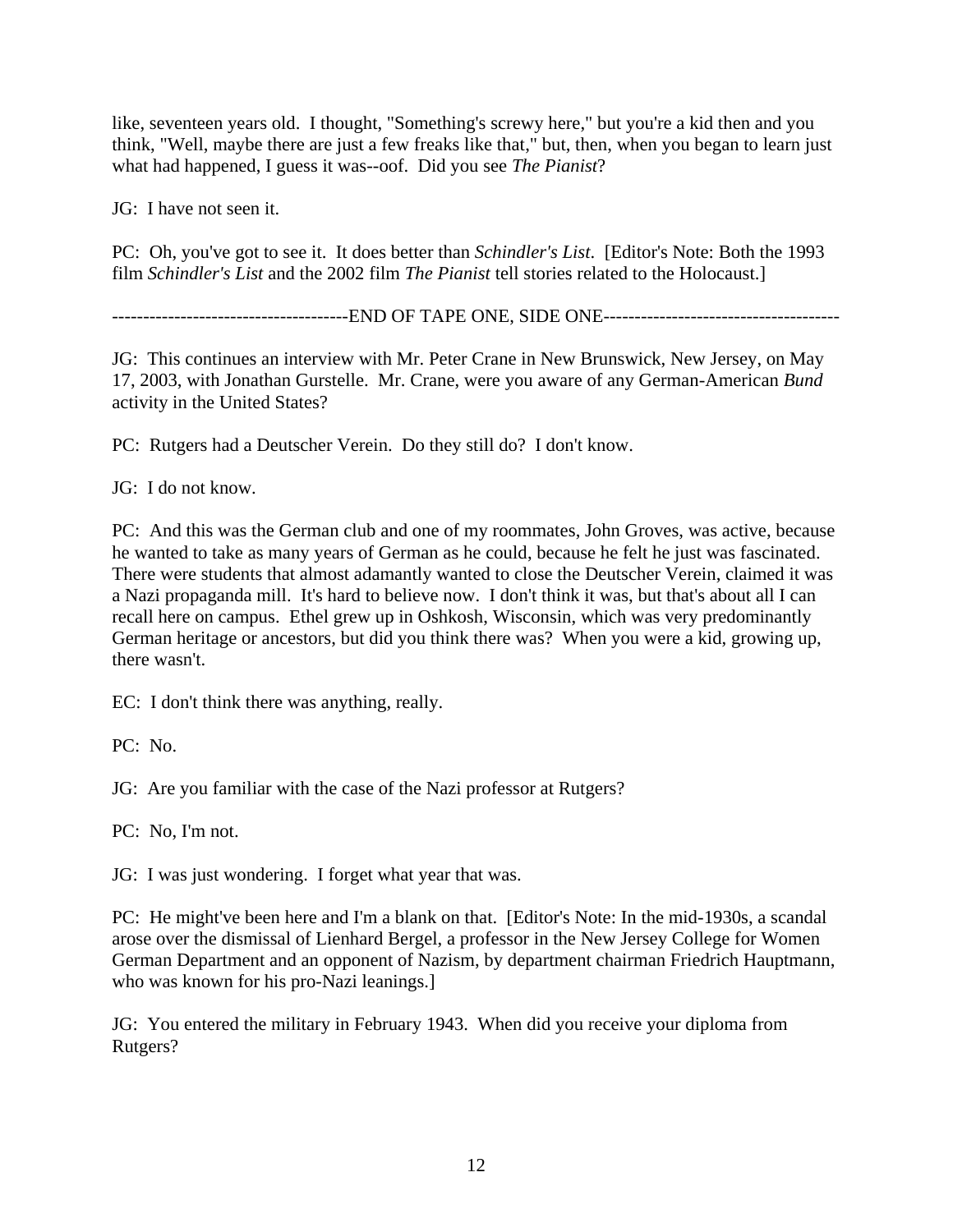like, seventeen years old. I thought, "Something's screwy here," but you're a kid then and you think, "Well, maybe there are just a few freaks like that," but, then, when you began to learn just what had happened, I guess it was--oof. Did you see *The Pianist*?

JG: I have not seen it.

PC: Oh, you've got to see it. It does better than *Schindler's List*. [Editor's Note: Both the 1993 film *Schindler's List* and the 2002 film *The Pianist* tell stories related to the Holocaust.]

-------------------------------------END OF TAPE ONE, SIDE ONE-------------------------------------

JG: This continues an interview with Mr. Peter Crane in New Brunswick, New Jersey, on May 17, 2003, with Jonathan Gurstelle. Mr. Crane, were you aware of any German-American *Bund* activity in the United States?

PC: Rutgers had a Deutscher Verein. Do they still do? I don't know.

JG: I do not know.

PC: And this was the German club and one of my roommates, John Groves, was active, because he wanted to take as many years of German as he could, because he felt he just was fascinated. There were students that almost adamantly wanted to close the Deutscher Verein, claimed it was a Nazi propaganda mill. It's hard to believe now. I don't think it was, but that's about all I can recall here on campus. Ethel grew up in Oshkosh, Wisconsin, which was very predominantly German heritage or ancestors, but did you think there was? When you were a kid, growing up, there wasn't.

EC: I don't think there was anything, really.

PC: No.

JG: Are you familiar with the case of the Nazi professor at Rutgers?

PC: No, I'm not.

JG: I was just wondering. I forget what year that was.

PC: He might've been here and I'm a blank on that. [Editor's Note: In the mid-1930s, a scandal arose over the dismissal of Lienhard Bergel, a professor in the New Jersey College for Women German Department and an opponent of Nazism, by department chairman Friedrich Hauptmann, who was known for his pro-Nazi leanings.]

JG: You entered the military in February 1943. When did you receive your diploma from Rutgers?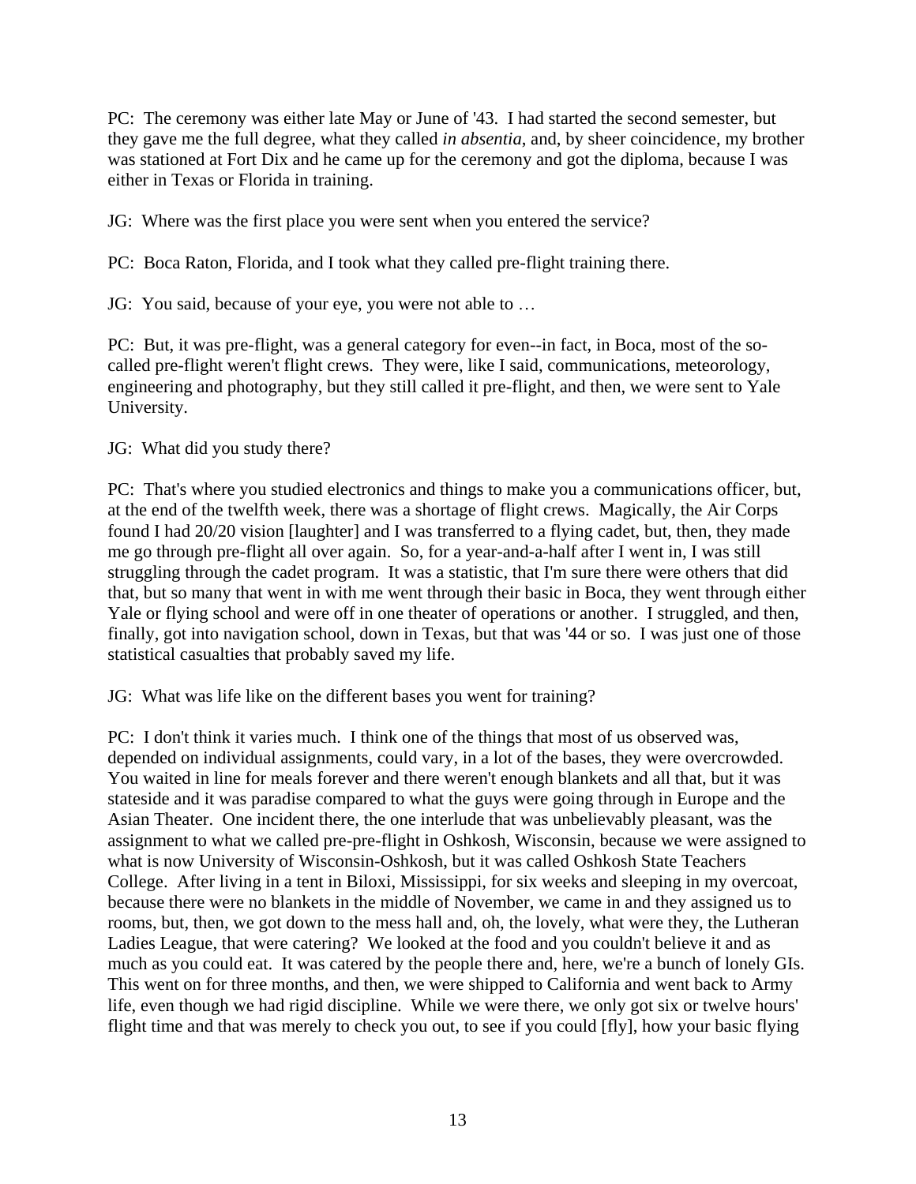PC: The ceremony was either late May or June of '43. I had started the second semester, but they gave me the full degree, what they called *in absentia*, and, by sheer coincidence, my brother was stationed at Fort Dix and he came up for the ceremony and got the diploma, because I was either in Texas or Florida in training.

JG: Where was the first place you were sent when you entered the service?

PC: Boca Raton, Florida, and I took what they called pre-flight training there.

JG: You said, because of your eye, you were not able to …

PC: But, it was pre-flight, was a general category for even--in fact, in Boca, most of the so-called pre-flight weren't flight crews. They were, like I said, communications, meteorology, engineering and photography, but they still called it pre-flight, and then, we were sent to Yale University.

JG: What did you study there?

PC: That's where you studied electronics and things to make you a communications officer, but, at the end of the twelfth week, there was a shortage of flight crews. Magically, the Air Corps found I had 20/20 vision [laughter] and I was transferred to a flying cadet, but, then, they made me go through pre-flight all over again. So, for a year-and-a-half after I went in, I was still struggling through the cadet program. It was a statistic, that I'm sure there were others that did that, but so many that went in with me went through their basic in Boca, they went through either Yale or flying school and were off in one theater of operations or another. I struggled, and then, finally, got into navigation school, down in Texas, but that was '44 or so. I was just one of those statistical casualties that probably saved my life.

JG: What was life like on the different bases you went for training?

PC: I don't think it varies much. I think one of the things that most of us observed was, depended on individual assignments, could vary, in a lot of the bases, they were overcrowded. You waited in line for meals forever and there weren't enough blankets and all that, but it was stateside and it was paradise compared to what the guys were going through in Europe and the Asian Theater. One incident there, the one interlude that was unbelievably pleasant, was the assignment to what we called pre-pre-flight in Oshkosh, Wisconsin, because we were assigned to what is now University of Wisconsin-Oshkosh, but it was called Oshkosh State Teachers College. After living in a tent in Biloxi, Mississippi, for six weeks and sleeping in my overcoat, because there were no blankets in the middle of November, we came in and they assigned us to rooms, but, then, we got down to the mess hall and, oh, the lovely, what were they, the Lutheran Ladies League, that were catering? We looked at the food and you couldn't believe it and as much as you could eat. It was catered by the people there and, here, we're a bunch of lonely GIs. This went on for three months, and then, we were shipped to California and went back to Army life, even though we had rigid discipline. While we were there, we only got six or twelve hours' flight time and that was merely to check you out, to see if you could [fly], how your basic flying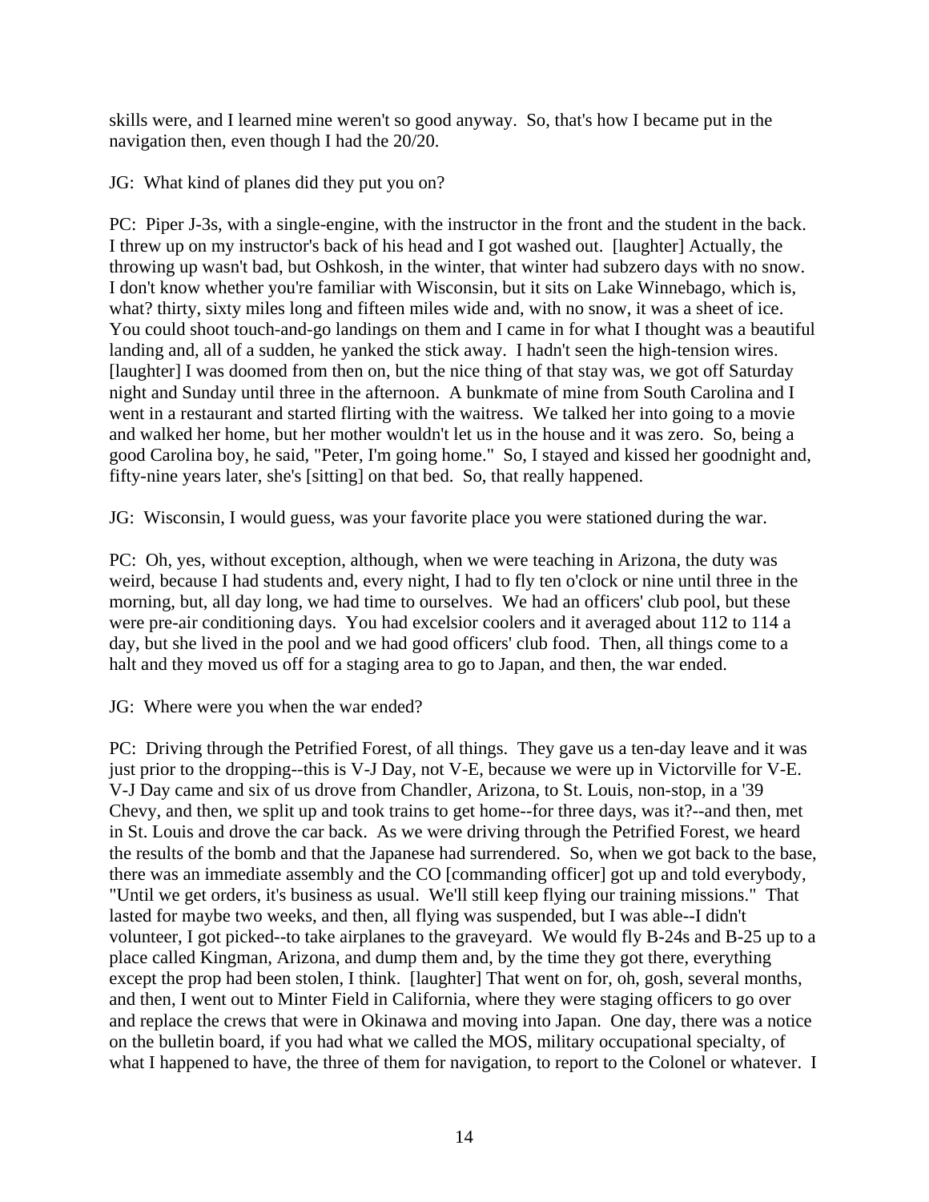skills were, and I learned mine weren't so good anyway. So, that's how I became put in the navigation then, even though I had the 20/20.

JG: What kind of planes did they put you on?

PC: Piper J-3s, with a single-engine, with the instructor in the front and the student in the back. I threw up on my instructor's back of his head and I got washed out. [laughter] Actually, the throwing up wasn't bad, but Oshkosh, in the winter, that winter had subzero days with no snow. I don't know whether you're familiar with Wisconsin, but it sits on Lake Winnebago, which is, what? thirty, sixty miles long and fifteen miles wide and, with no snow, it was a sheet of ice. You could shoot touch-and-go landings on them and I came in for what I thought was a beautiful landing and, all of a sudden, he yanked the stick away. I hadn't seen the high-tension wires. [laughter] I was doomed from then on, but the nice thing of that stay was, we got off Saturday night and Sunday until three in the afternoon. A bunkmate of mine from South Carolina and I went in a restaurant and started flirting with the waitress. We talked her into going to a movie and walked her home, but her mother wouldn't let us in the house and it was zero. So, being a good Carolina boy, he said, "Peter, I'm going home." So, I stayed and kissed her goodnight and, fifty-nine years later, she's [sitting] on that bed. So, that really happened.

JG: Wisconsin, I would guess, was your favorite place you were stationed during the war.

PC: Oh, yes, without exception, although, when we were teaching in Arizona, the duty was weird, because I had students and, every night, I had to fly ten o'clock or nine until three in the morning, but, all day long, we had time to ourselves. We had an officers' club pool, but these were pre-air conditioning days. You had excelsior coolers and it averaged about 112 to 114 a day, but she lived in the pool and we had good officers' club food. Then, all things come to a halt and they moved us off for a staging area to go to Japan, and then, the war ended.

JG: Where were you when the war ended?

PC: Driving through the Petrified Forest, of all things. They gave us a ten-day leave and it was just prior to the dropping--this is V-J Day, not V-E, because we were up in Victorville for V-E. V-J Day came and six of us drove from Chandler, Arizona, to St. Louis, non-stop, in a '39 Chevy, and then, we split up and took trains to get home--for three days, was it?--and then, met in St. Louis and drove the car back. As we were driving through the Petrified Forest, we heard the results of the bomb and that the Japanese had surrendered. So, when we got back to the base, there was an immediate assembly and the CO [commanding officer] got up and told everybody, "Until we get orders, it's business as usual. We'll still keep flying our training missions." That lasted for maybe two weeks, and then, all flying was suspended, but I was able--I didn't volunteer, I got picked--to take airplanes to the graveyard. We would fly B-24s and B-25 up to a place called Kingman, Arizona, and dump them and, by the time they got there, everything except the prop had been stolen, I think. [laughter] That went on for, oh, gosh, several months, and then, I went out to Minter Field in California, where they were staging officers to go over and replace the crews that were in Okinawa and moving into Japan. One day, there was a notice on the bulletin board, if you had what we called the MOS, military occupational specialty, of what I happened to have, the three of them for navigation, to report to the Colonel or whatever. I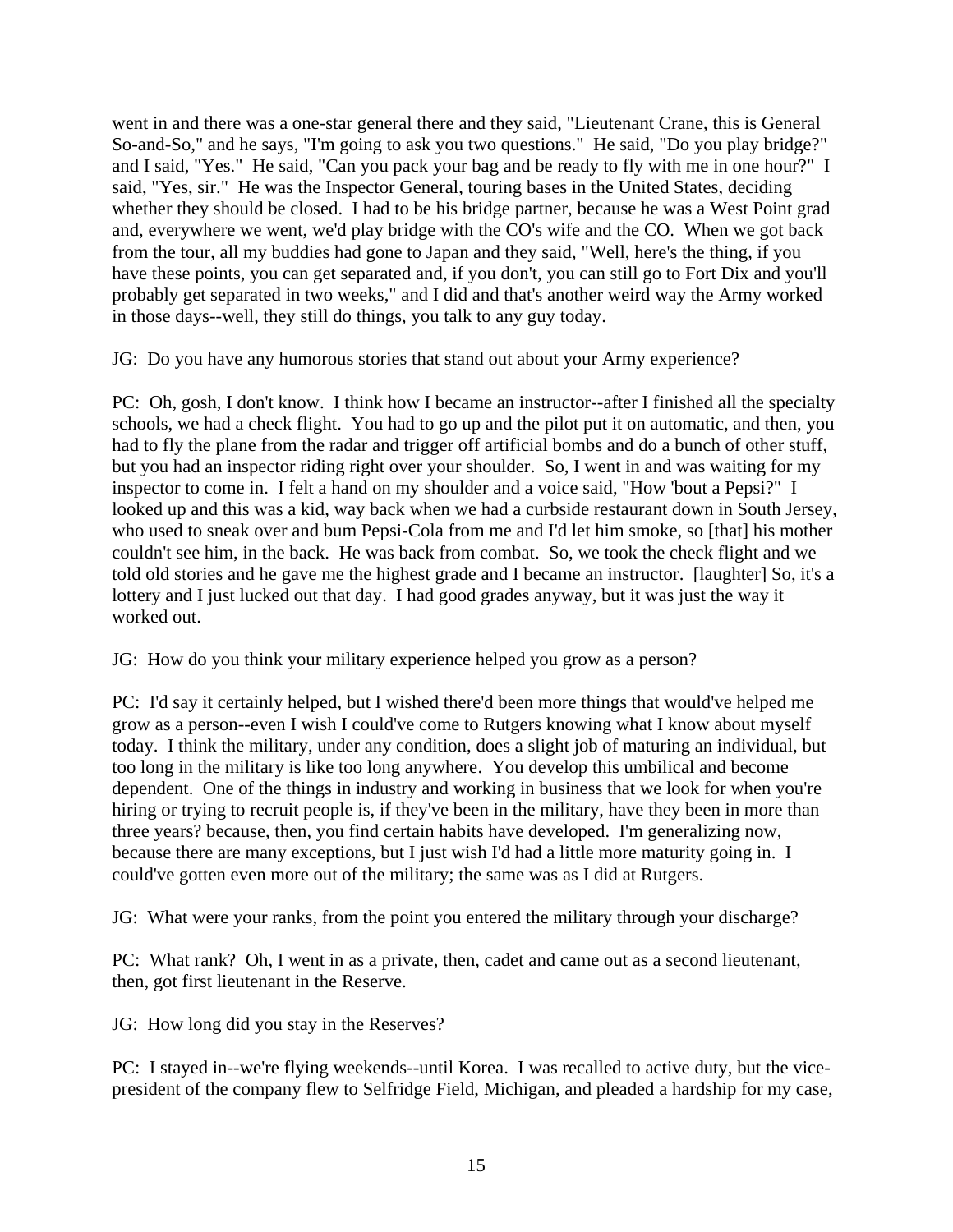went in and there was a one-star general there and they said, "Lieutenant Crane, this is General So-and-So," and he says, "I'm going to ask you two questions." He said, "Do you play bridge?" and I said, "Yes." He said, "Can you pack your bag and be ready to fly with me in one hour?" I said, "Yes, sir." He was the Inspector General, touring bases in the United States, deciding whether they should be closed. I had to be his bridge partner, because he was a West Point grad and, everywhere we went, we'd play bridge with the CO's wife and the CO. When we got back from the tour, all my buddies had gone to Japan and they said, "Well, here's the thing, if you have these points, you can get separated and, if you don't, you can still go to Fort Dix and you'll probably get separated in two weeks," and I did and that's another weird way the Army worked in those days--well, they still do things, you talk to any guy today.

JG: Do you have any humorous stories that stand out about your Army experience?

PC: Oh, gosh, I don't know. I think how I became an instructor--after I finished all the specialty schools, we had a check flight. You had to go up and the pilot put it on automatic, and then, you had to fly the plane from the radar and trigger off artificial bombs and do a bunch of other stuff, but you had an inspector riding right over your shoulder. So, I went in and was waiting for my inspector to come in. I felt a hand on my shoulder and a voice said, "How 'bout a Pepsi?" I looked up and this was a kid, way back when we had a curbside restaurant down in South Jersey, who used to sneak over and bum Pepsi-Cola from me and I'd let him smoke, so [that] his mother couldn't see him, in the back. He was back from combat. So, we took the check flight and we told old stories and he gave me the highest grade and I became an instructor. [laughter] So, it's a lottery and I just lucked out that day. I had good grades anyway, but it was just the way it worked out.

JG: How do you think your military experience helped you grow as a person?

PC: I'd say it certainly helped, but I wished there'd been more things that would've helped me grow as a person--even I wish I could've come to Rutgers knowing what I know about myself today. I think the military, under any condition, does a slight job of maturing an individual, but too long in the military is like too long anywhere. You develop this umbilical and become dependent. One of the things in industry and working in business that we look for when you're hiring or trying to recruit people is, if they've been in the military, have they been in more than three years? because, then, you find certain habits have developed. I'm generalizing now, because there are many exceptions, but I just wish I'd had a little more maturity going in. I could've gotten even more out of the military; the same was as I did at Rutgers.

JG: What were your ranks, from the point you entered the military through your discharge?

PC: What rank? Oh, I went in as a private, then, cadet and came out as a second lieutenant, then, got first lieutenant in the Reserve.

JG: How long did you stay in the Reserves?

PC: I stayed in--we're flying weekends--until Korea. I was recalled to active duty, but the vice-president of the company flew to Selfridge Field, Michigan, and pleaded a hardship for my case,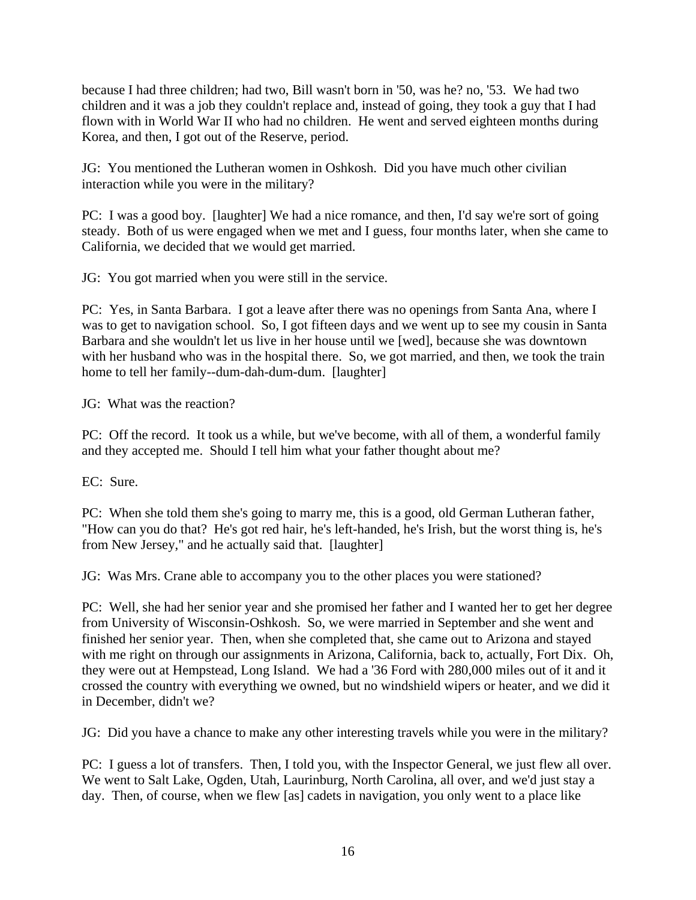because I had three children; had two, Bill wasn't born in '50, was he? no, '53. We had two children and it was a job they couldn't replace and, instead of going, they took a guy that I had flown with in World War II who had no children. He went and served eighteen months during Korea, and then, I got out of the Reserve, period.

JG: You mentioned the Lutheran women in Oshkosh. Did you have much other civilian interaction while you were in the military?

PC: I was a good boy. [laughter] We had a nice romance, and then, I'd say we're sort of going steady. Both of us were engaged when we met and I guess, four months later, when she came to California, we decided that we would get married.

JG: You got married when you were still in the service.

PC: Yes, in Santa Barbara. I got a leave after there was no openings from Santa Ana, where I was to get to navigation school. So, I got fifteen days and we went up to see my cousin in Santa Barbara and she wouldn't let us live in her house until we [wed], because she was downtown with her husband who was in the hospital there. So, we got married, and then, we took the train home to tell her family--dum-dah-dum-dum. [laughter]

JG: What was the reaction?

PC: Off the record. It took us a while, but we've become, with all of them, a wonderful family and they accepted me. Should I tell him what your father thought about me?

EC: Sure.

PC: When she told them she's going to marry me, this is a good, old German Lutheran father, "How can you do that? He's got red hair, he's left-handed, he's Irish, but the worst thing is, he's from New Jersey," and he actually said that. [laughter]

JG: Was Mrs. Crane able to accompany you to the other places you were stationed?

PC: Well, she had her senior year and she promised her father and I wanted her to get her degree from University of Wisconsin-Oshkosh. So, we were married in September and she went and finished her senior year. Then, when she completed that, she came out to Arizona and stayed with me right on through our assignments in Arizona, California, back to, actually, Fort Dix. Oh, they were out at Hempstead, Long Island. We had a '36 Ford with 280,000 miles out of it and it crossed the country with everything we owned, but no windshield wipers or heater, and we did it in December, didn't we?

JG: Did you have a chance to make any other interesting travels while you were in the military?

PC: I guess a lot of transfers. Then, I told you, with the Inspector General, we just flew all over. We went to Salt Lake, Ogden, Utah, Laurinburg, North Carolina, all over, and we'd just stay a day. Then, of course, when we flew [as] cadets in navigation, you only went to a place like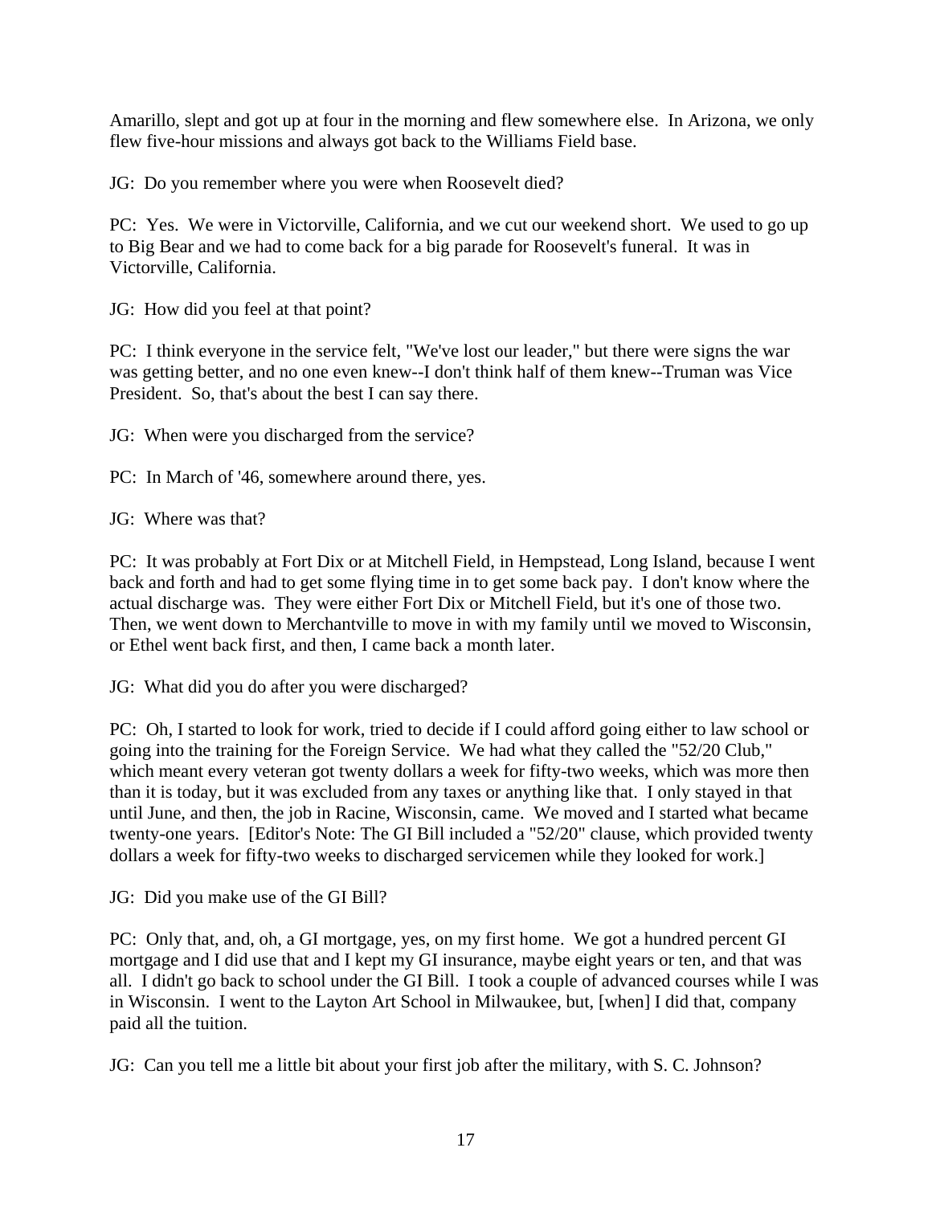Amarillo, slept and got up at four in the morning and flew somewhere else. In Arizona, we only flew five-hour missions and always got back to the Williams Field base.

JG: Do you remember where you were when Roosevelt died?

PC: Yes. We were in Victorville, California, and we cut our weekend short. We used to go up to Big Bear and we had to come back for a big parade for Roosevelt's funeral. It was in Victorville, California.

JG: How did you feel at that point?

PC: I think everyone in the service felt, "We've lost our leader," but there were signs the war was getting better, and no one even knew--I don't think half of them knew--Truman was Vice President. So, that's about the best I can say there.

JG: When were you discharged from the service?

PC: In March of '46, somewhere around there, yes.

JG: Where was that?

PC: It was probably at Fort Dix or at Mitchell Field, in Hempstead, Long Island, because I went back and forth and had to get some flying time in to get some back pay. I don't know where the actual discharge was. They were either Fort Dix or Mitchell Field, but it's one of those two. Then, we went down to Merchantville to move in with my family until we moved to Wisconsin, or Ethel went back first, and then, I came back a month later.

JG: What did you do after you were discharged?

PC: Oh, I started to look for work, tried to decide if I could afford going either to law school or going into the training for the Foreign Service. We had what they called the "52/20 Club," which meant every veteran got twenty dollars a week for fifty-two weeks, which was more then than it is today, but it was excluded from any taxes or anything like that. I only stayed in that until June, and then, the job in Racine, Wisconsin, came. We moved and I started what became twenty-one years. [Editor's Note: The GI Bill included a "52/20" clause, which provided twenty dollars a week for fifty-two weeks to discharged servicemen while they looked for work.]

JG: Did you make use of the GI Bill?

PC: Only that, and, oh, a GI mortgage, yes, on my first home. We got a hundred percent GI mortgage and I did use that and I kept my GI insurance, maybe eight years or ten, and that was all. I didn't go back to school under the GI Bill. I took a couple of advanced courses while I was in Wisconsin. I went to the Layton Art School in Milwaukee, but, [when] I did that, company paid all the tuition.

JG: Can you tell me a little bit about your first job after the military, with S. C. Johnson?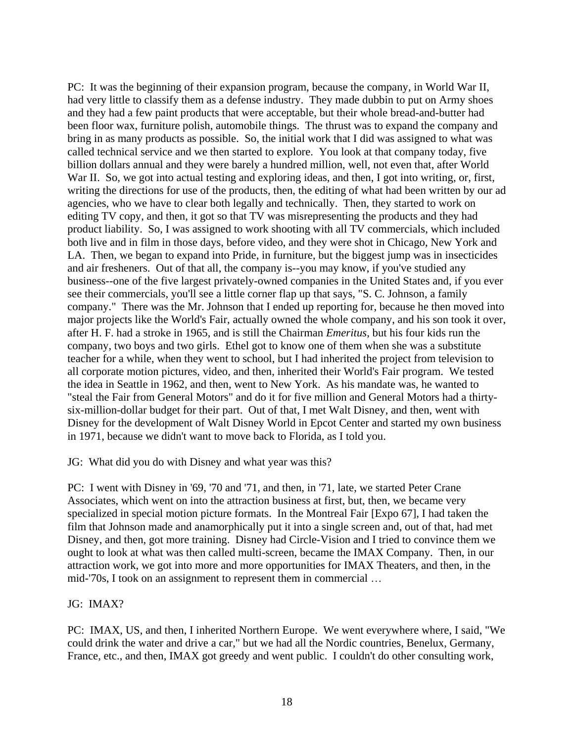PC: It was the beginning of their expansion program, because the company, in World War II, had very little to classify them as a defense industry. They made dubbin to put on Army shoes and they had a few paint products that were acceptable, but their whole bread-and-butter had been floor wax, furniture polish, automobile things. The thrust was to expand the company and bring in as many products as possible. So, the initial work that I did was assigned to what was called technical service and we then started to explore. You look at that company today, five billion dollars annual and they were barely a hundred million, well, not even that, after World War II. So, we got into actual testing and exploring ideas, and then, I got into writing, or, first, writing the directions for use of the products, then, the editing of what had been written by our ad agencies, who we have to clear both legally and technically. Then, they started to work on editing TV copy, and then, it got so that TV was misrepresenting the products and they had product liability. So, I was assigned to work shooting with all TV commercials, which included both live and in film in those days, before video, and they were shot in Chicago, New York and LA. Then, we began to expand into Pride, in furniture, but the biggest jump was in insecticides and air fresheners. Out of that all, the company is--you may know, if you've studied any business--one of the five largest privately-owned companies in the United States and, if you ever see their commercials, you'll see a little corner flap up that says, "S. C. Johnson, a family company." There was the Mr. Johnson that I ended up reporting for, because he then moved into major projects like the World's Fair, actually owned the whole company, and his son took it over, after H. F. had a stroke in 1965, and is still the Chairman *Emeritus*, but his four kids run the company, two boys and two girls. Ethel got to know one of them when she was a substitute teacher for a while, when they went to school, but I had inherited the project from television to all corporate motion pictures, video, and then, inherited their World's Fair program. We tested the idea in Seattle in 1962, and then, went to New York. As his mandate was, he wanted to "steal the Fair from General Motors" and do it for five million and General Motors had a thirty-six-million-dollar budget for their part. Out of that, I met Walt Disney, and then, went with Disney for the development of Walt Disney World in Epcot Center and started my own business in 1971, because we didn't want to move back to Florida, as I told you.

JG: What did you do with Disney and what year was this?

PC: I went with Disney in '69, '70 and '71, and then, in '71, late, we started Peter Crane Associates, which went on into the attraction business at first, but, then, we became very specialized in special motion picture formats. In the Montreal Fair [Expo 67], I had taken the film that Johnson made and anamorphically put it into a single screen and, out of that, had met Disney, and then, got more training. Disney had Circle-Vision and I tried to convince them we ought to look at what was then called multi-screen, became the IMAX Company. Then, in our attraction work, we got into more and more opportunities for IMAX Theaters, and then, in the mid-'70s, I took on an assignment to represent them in commercial …

JG: IMAX?

PC: IMAX, US, and then, I inherited Northern Europe. We went everywhere where, I said, "We could drink the water and drive a car," but we had all the Nordic countries, Benelux, Germany, France, etc., and then, IMAX got greedy and went public. I couldn't do other consulting work,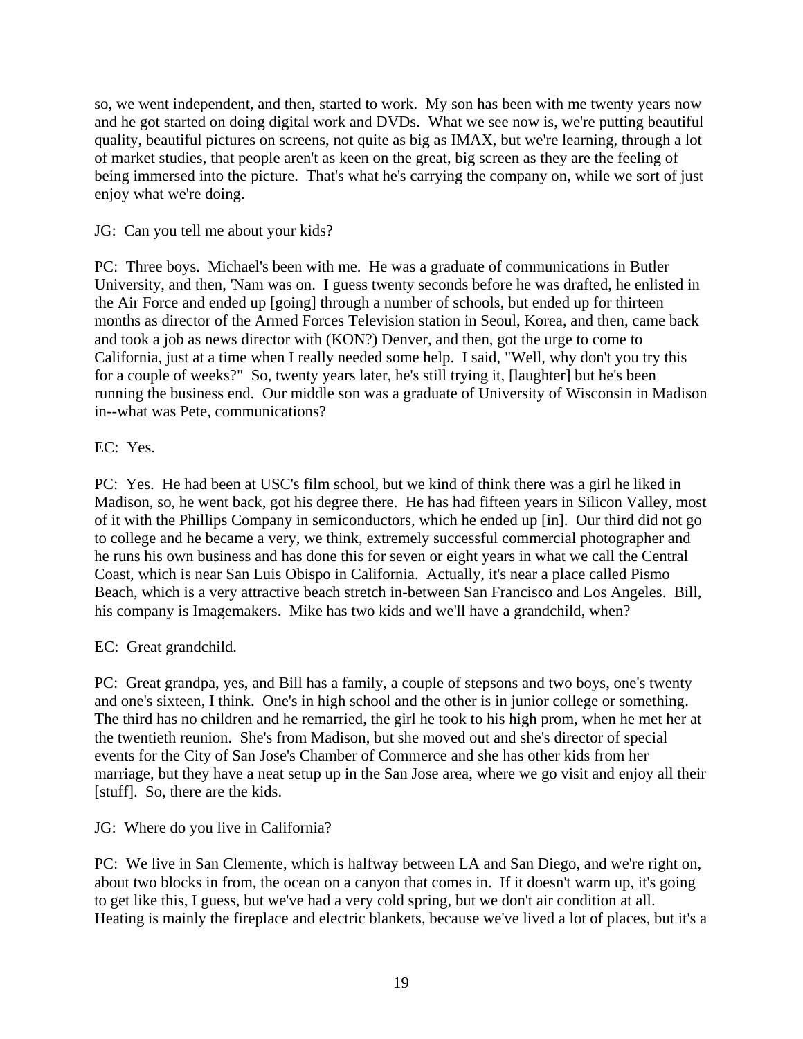so, we went independent, and then, started to work. My son has been with me twenty years now and he got started on doing digital work and DVDs. What we see now is, we're putting beautiful quality, beautiful pictures on screens, not quite as big as IMAX, but we're learning, through a lot of market studies, that people aren't as keen on the great, big screen as they are the feeling of being immersed into the picture. That's what he's carrying the company on, while we sort of just enjoy what we're doing.

JG: Can you tell me about your kids?

PC: Three boys. Michael's been with me. He was a graduate of communications in Butler University, and then, 'Nam was on. I guess twenty seconds before he was drafted, he enlisted in the Air Force and ended up [going] through a number of schools, but ended up for thirteen months as director of the Armed Forces Television station in Seoul, Korea, and then, came back and took a job as news director with (KON?) Denver, and then, got the urge to come to California, just at a time when I really needed some help. I said, "Well, why don't you try this for a couple of weeks?" So, twenty years later, he's still trying it, [laughter] but he's been running the business end. Our middle son was a graduate of University of Wisconsin in Madison in--what was Pete, communications?

EC: Yes.

PC: Yes. He had been at USC's film school, but we kind of think there was a girl he liked in Madison, so, he went back, got his degree there. He has had fifteen years in Silicon Valley, most of it with the Phillips Company in semiconductors, which he ended up [in]. Our third did not go to college and he became a very, we think, extremely successful commercial photographer and he runs his own business and has done this for seven or eight years in what we call the Central Coast, which is near San Luis Obispo in California. Actually, it's near a place called Pismo Beach, which is a very attractive beach stretch in-between San Francisco and Los Angeles. Bill, his company is Imagemakers. Mike has two kids and we'll have a grandchild, when?

EC: Great grandchild.

PC: Great grandpa, yes, and Bill has a family, a couple of stepsons and two boys, one's twenty and one's sixteen, I think. One's in high school and the other is in junior college or something. The third has no children and he remarried, the girl he took to his high prom, when he met her at the twentieth reunion. She's from Madison, but she moved out and she's director of special events for the City of San Jose's Chamber of Commerce and she has other kids from her marriage, but they have a neat setup up in the San Jose area, where we go visit and enjoy all their [stuff]. So, there are the kids.

JG: Where do you live in California?

PC: We live in San Clemente, which is halfway between LA and San Diego, and we're right on, about two blocks in from, the ocean on a canyon that comes in. If it doesn't warm up, it's going to get like this, I guess, but we've had a very cold spring, but we don't air condition at all. Heating is mainly the fireplace and electric blankets, because we've lived a lot of places, but it's a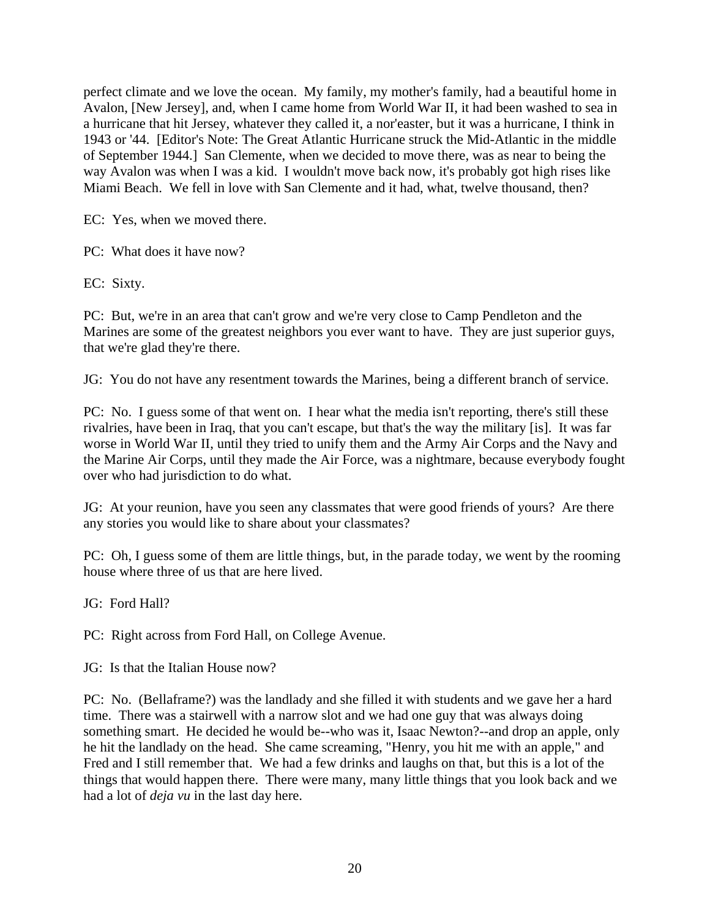perfect climate and we love the ocean. My family, my mother's family, had a beautiful home in Avalon, [New Jersey], and, when I came home from World War II, it had been washed to sea in a hurricane that hit Jersey, whatever they called it, a nor'easter, but it was a hurricane, I think in 1943 or '44. [Editor's Note: The Great Atlantic Hurricane struck the Mid-Atlantic in the middle of September 1944.] San Clemente, when we decided to move there, was as near to being the way Avalon was when I was a kid. I wouldn't move back now, it's probably got high rises like Miami Beach. We fell in love with San Clemente and it had, what, twelve thousand, then?

EC: Yes, when we moved there.

PC: What does it have now?

EC: Sixty.

PC: But, we're in an area that can't grow and we're very close to Camp Pendleton and the Marines are some of the greatest neighbors you ever want to have. They are just superior guys, that we're glad they're there.

JG: You do not have any resentment towards the Marines, being a different branch of service.

PC: No. I guess some of that went on. I hear what the media isn't reporting, there's still these rivalries, have been in Iraq, that you can't escape, but that's the way the military [is]. It was far worse in World War II, until they tried to unify them and the Army Air Corps and the Navy and the Marine Air Corps, until they made the Air Force, was a nightmare, because everybody fought over who had jurisdiction to do what.

JG: At your reunion, have you seen any classmates that were good friends of yours? Are there any stories you would like to share about your classmates?

PC: Oh, I guess some of them are little things, but, in the parade today, we went by the rooming house where three of us that are here lived.

JG: Ford Hall?

PC: Right across from Ford Hall, on College Avenue.

JG: Is that the Italian House now?

PC: No. (Bellaframe?) was the landlady and she filled it with students and we gave her a hard time. There was a stairwell with a narrow slot and we had one guy that was always doing something smart. He decided he would be--who was it, Isaac Newton?--and drop an apple, only he hit the landlady on the head. She came screaming, "Henry, you hit me with an apple," and Fred and I still remember that. We had a few drinks and laughs on that, but this is a lot of the things that would happen there. There were many, many little things that you look back and we had a lot of *deja vu* in the last day here.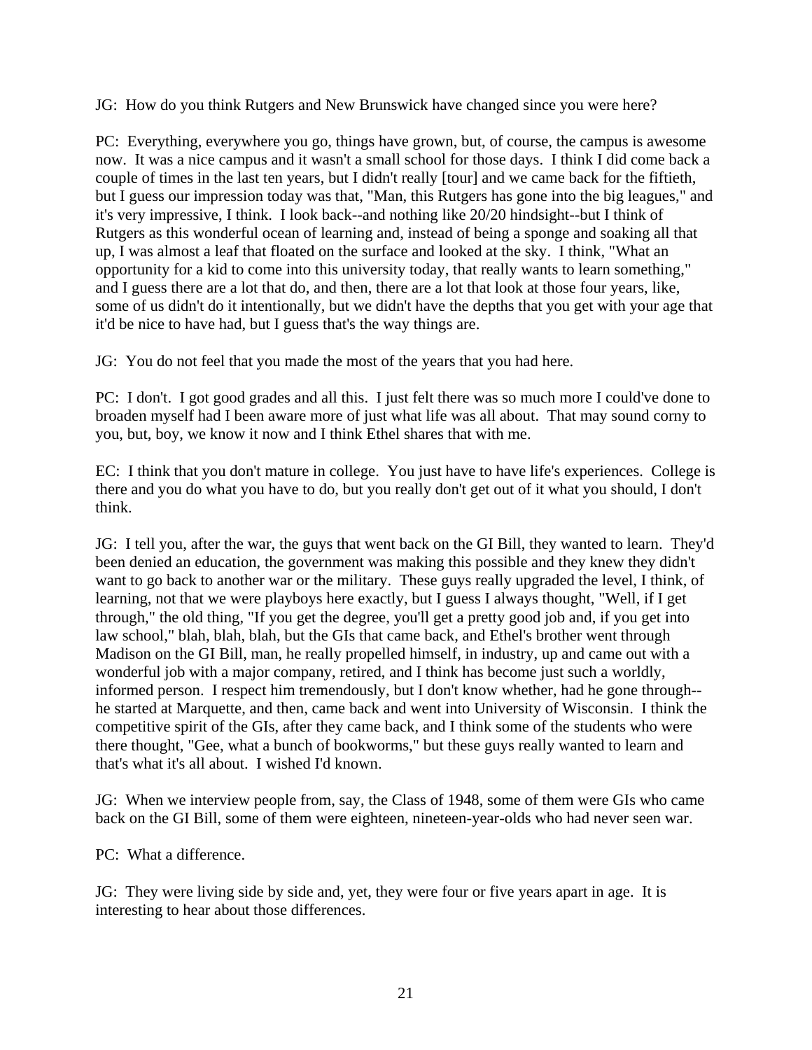JG: How do you think Rutgers and New Brunswick have changed since you were here?

PC: Everything, everywhere you go, things have grown, but, of course, the campus is awesome now. It was a nice campus and it wasn't a small school for those days. I think I did come back a couple of times in the last ten years, but I didn't really [tour] and we came back for the fiftieth, but I guess our impression today was that, "Man, this Rutgers has gone into the big leagues," and it's very impressive, I think. I look back--and nothing like 20/20 hindsight--but I think of Rutgers as this wonderful ocean of learning and, instead of being a sponge and soaking all that up, I was almost a leaf that floated on the surface and looked at the sky. I think, "What an opportunity for a kid to come into this university today, that really wants to learn something," and I guess there are a lot that do, and then, there are a lot that look at those four years, like, some of us didn't do it intentionally, but we didn't have the depths that you get with your age that it'd be nice to have had, but I guess that's the way things are.

JG: You do not feel that you made the most of the years that you had here.

PC: I don't. I got good grades and all this. I just felt there was so much more I could've done to broaden myself had I been aware more of just what life was all about. That may sound corny to you, but, boy, we know it now and I think Ethel shares that with me.

EC: I think that you don't mature in college. You just have to have life's experiences. College is there and you do what you have to do, but you really don't get out of it what you should, I don't think.

JG: I tell you, after the war, the guys that went back on the GI Bill, they wanted to learn. They'd been denied an education, the government was making this possible and they knew they didn't want to go back to another war or the military. These guys really upgraded the level, I think, of learning, not that we were playboys here exactly, but I guess I always thought, "Well, if I get through," the old thing, "If you get the degree, you'll get a pretty good job and, if you get into law school," blah, blah, blah, but the GIs that came back, and Ethel's brother went through Madison on the GI Bill, man, he really propelled himself, in industry, up and came out with a wonderful job with a major company, retired, and I think has become just such a worldly, informed person. I respect him tremendously, but I don't know whether, had he gone through--he started at Marquette, and then, came back and went into University of Wisconsin. I think the competitive spirit of the GIs, after they came back, and I think some of the students who were there thought, "Gee, what a bunch of bookworms," but these guys really wanted to learn and that's what it's all about. I wished I'd known.

JG: When we interview people from, say, the Class of 1948, some of them were GIs who came back on the GI Bill, some of them were eighteen, nineteen-year-olds who had never seen war.

PC: What a difference.

JG: They were living side by side and, yet, they were four or five years apart in age. It is interesting to hear about those differences.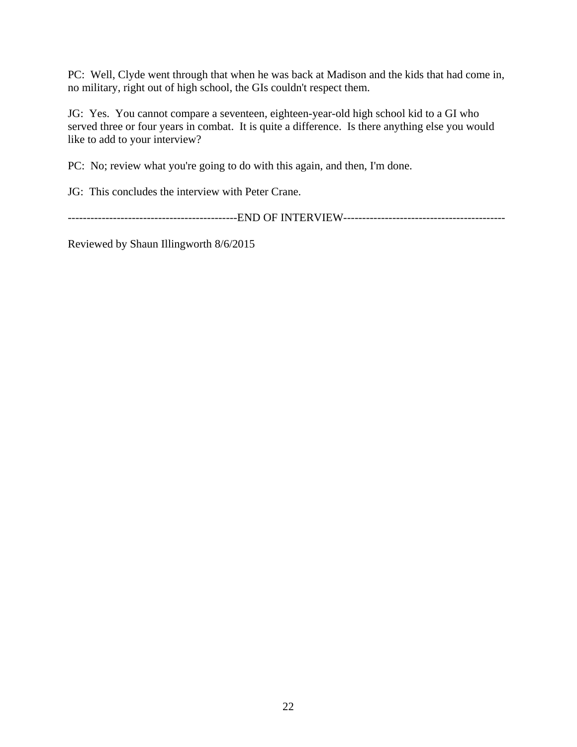PC: Well, Clyde went through that when he was back at Madison and the kids that had come in, no military, right out of high school, the GIs couldn't respect them.

JG: Yes. You cannot compare a seventeen, eighteen-year-old high school kid to a GI who served three or four years in combat. It is quite a difference. Is there anything else you would like to add to your interview?

PC: No; review what you're going to do with this again, and then, I'm done.

JG: This concludes the interview with Peter Crane.

---------------------------------------------END OF INTERVIEW-------------------------------------------

Reviewed by Shaun Illingworth 8/6/2015